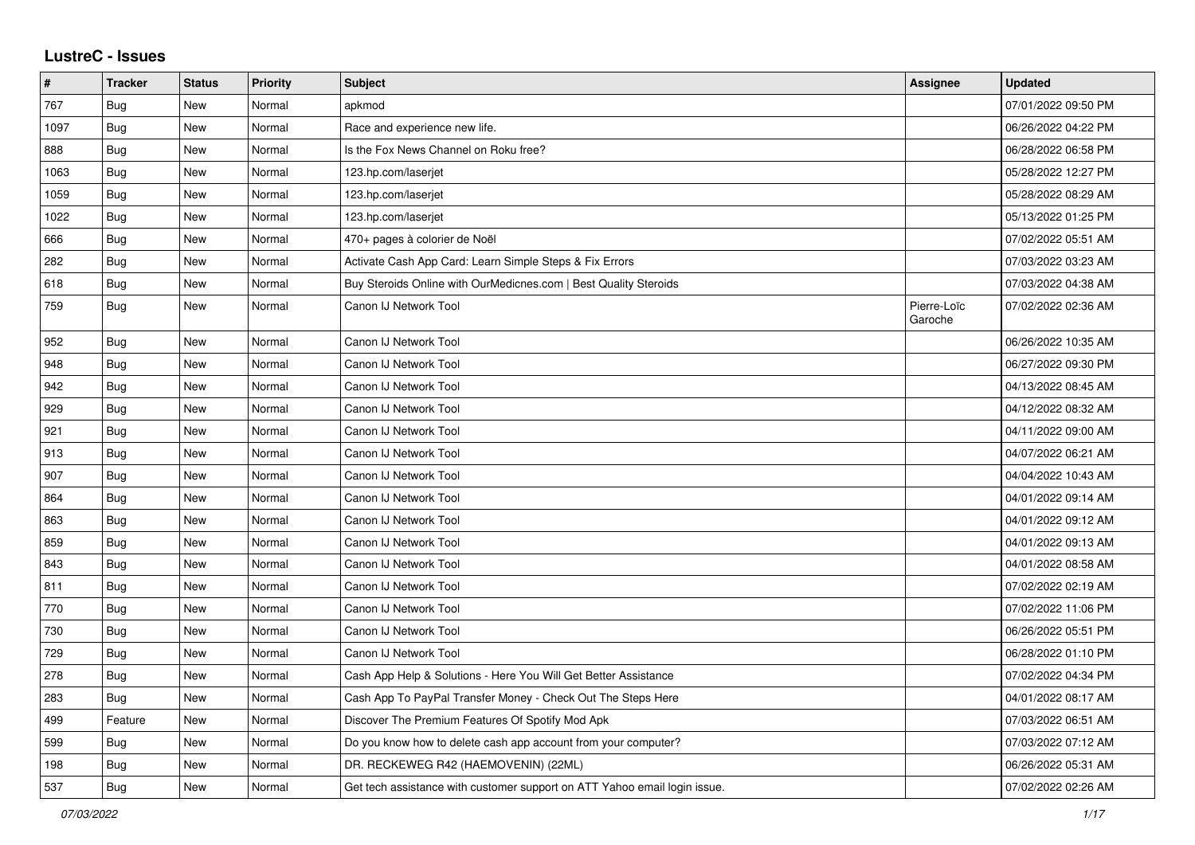## LustreC - Issues

| # | Tracker | Status | Priority | Subject | Assignee | Updated |
|---|---|---|---|---|---|---|
| 767 | Bug | New | Normal | apkmod | | 07/01/2022 09:50 PM |
| 1097 | Bug | New | Normal | Race and experience new life. | | 06/26/2022 04:22 PM |
| 888 | Bug | New | Normal | Is the Fox News Channel on Roku free? | | 06/28/2022 06:58 PM |
| 1063 | Bug | New | Normal | 123.hp.com/laserjet | | 05/28/2022 12:27 PM |
| 1059 | Bug | New | Normal | 123.hp.com/laserjet | | 05/28/2022 08:29 AM |
| 1022 | Bug | New | Normal | 123.hp.com/laserjet | | 05/13/2022 01:25 PM |
| 666 | Bug | New | Normal | 470+ pages à colorier de Noël | | 07/02/2022 05:51 AM |
| 282 | Bug | New | Normal | Activate Cash App Card: Learn Simple Steps & Fix Errors | | 07/03/2022 03:23 AM |
| 618 | Bug | New | Normal | Buy Steroids Online with OurMedicnes.com \| Best Quality Steroids | | 07/03/2022 04:38 AM |
| 759 | Bug | New | Normal | Canon IJ Network Tool | Pierre-Loïc Garoche | 07/02/2022 02:36 AM |
| 952 | Bug | New | Normal | Canon IJ Network Tool | | 06/26/2022 10:35 AM |
| 948 | Bug | New | Normal | Canon IJ Network Tool | | 06/27/2022 09:30 PM |
| 942 | Bug | New | Normal | Canon IJ Network Tool | | 04/13/2022 08:45 AM |
| 929 | Bug | New | Normal | Canon IJ Network Tool | | 04/12/2022 08:32 AM |
| 921 | Bug | New | Normal | Canon IJ Network Tool | | 04/11/2022 09:00 AM |
| 913 | Bug | New | Normal | Canon IJ Network Tool | | 04/07/2022 06:21 AM |
| 907 | Bug | New | Normal | Canon IJ Network Tool | | 04/04/2022 10:43 AM |
| 864 | Bug | New | Normal | Canon IJ Network Tool | | 04/01/2022 09:14 AM |
| 863 | Bug | New | Normal | Canon IJ Network Tool | | 04/01/2022 09:12 AM |
| 859 | Bug | New | Normal | Canon IJ Network Tool | | 04/01/2022 09:13 AM |
| 843 | Bug | New | Normal | Canon IJ Network Tool | | 04/01/2022 08:58 AM |
| 811 | Bug | New | Normal | Canon IJ Network Tool | | 07/02/2022 02:19 AM |
| 770 | Bug | New | Normal | Canon IJ Network Tool | | 07/02/2022 11:06 PM |
| 730 | Bug | New | Normal | Canon IJ Network Tool | | 06/26/2022 05:51 PM |
| 729 | Bug | New | Normal | Canon IJ Network Tool | | 06/28/2022 01:10 PM |
| 278 | Bug | New | Normal | Cash App Help & Solutions - Here You Will Get Better Assistance | | 07/02/2022 04:34 PM |
| 283 | Bug | New | Normal | Cash App To PayPal Transfer Money - Check Out The Steps Here | | 04/01/2022 08:17 AM |
| 499 | Feature | New | Normal | Discover The Premium Features Of Spotify Mod Apk | | 07/03/2022 06:51 AM |
| 599 | Bug | New | Normal | Do you know how to delete cash app account from your computer? | | 07/03/2022 07:12 AM |
| 198 | Bug | New | Normal | DR. RECKEWEG R42 (HAEMOVENIN) (22ML) | | 06/26/2022 05:31 AM |
| 537 | Bug | New | Normal | Get tech assistance with customer support on ATT Yahoo email login issue. | | 07/02/2022 02:26 AM |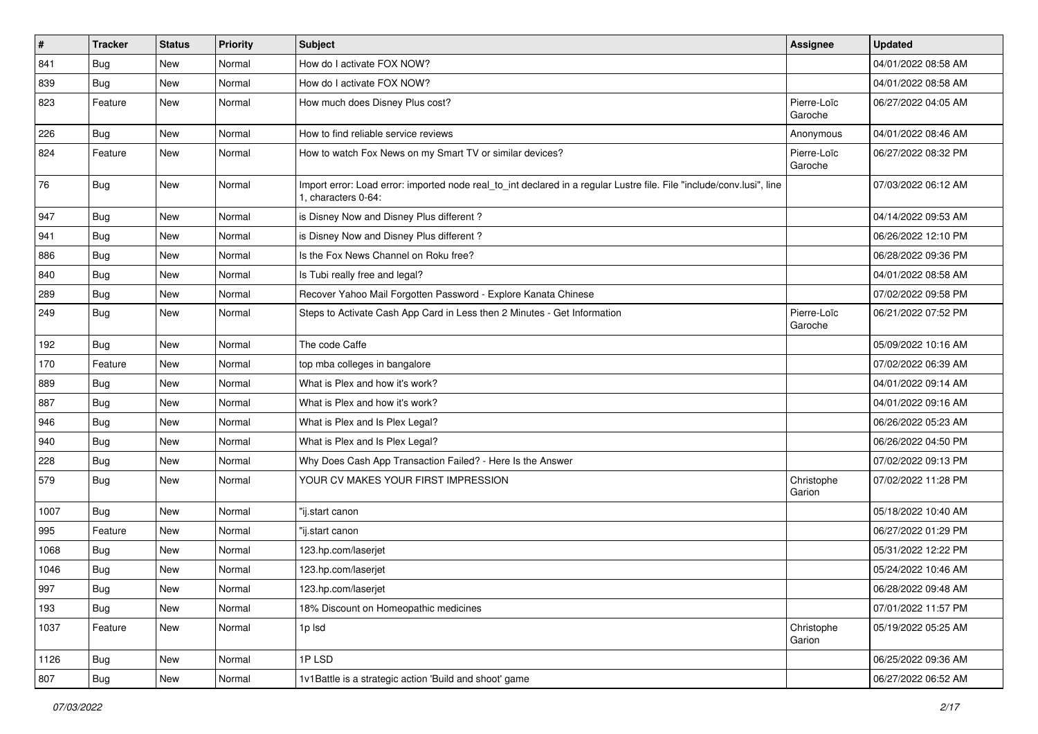| # | Tracker | Status | Priority | Subject | Assignee | Updated |
|---|---|---|---|---|---|---|
| 841 | Bug | New | Normal | How do I activate FOX NOW? | | 04/01/2022 08:58 AM |
| 839 | Bug | New | Normal | How do I activate FOX NOW? | | 04/01/2022 08:58 AM |
| 823 | Feature | New | Normal | How much does Disney Plus cost? | Pierre-Loïc Garoche | 06/27/2022 04:05 AM |
| 226 | Bug | New | Normal | How to find reliable service reviews | Anonymous | 04/01/2022 08:46 AM |
| 824 | Feature | New | Normal | How to watch Fox News on my Smart TV or similar devices? | Pierre-Loïc Garoche | 06/27/2022 08:32 PM |
| 76 | Bug | New | Normal | Import error: Load error: imported node real_to_int declared in a regular Lustre file. File "include/conv.lusi", line 1, characters 0-64: | | 07/03/2022 06:12 AM |
| 947 | Bug | New | Normal | is Disney Now and Disney Plus different ? | | 04/14/2022 09:53 AM |
| 941 | Bug | New | Normal | is Disney Now and Disney Plus different ? | | 06/26/2022 12:10 PM |
| 886 | Bug | New | Normal | Is the Fox News Channel on Roku free? | | 06/28/2022 09:36 PM |
| 840 | Bug | New | Normal | Is Tubi really free and legal? | | 04/01/2022 08:58 AM |
| 289 | Bug | New | Normal | Recover Yahoo Mail Forgotten Password - Explore Kanata Chinese | | 07/02/2022 09:58 PM |
| 249 | Bug | New | Normal | Steps to Activate Cash App Card in Less then 2 Minutes - Get Information | Pierre-Loïc Garoche | 06/21/2022 07:52 PM |
| 192 | Bug | New | Normal | The code Caffe | | 05/09/2022 10:16 AM |
| 170 | Feature | New | Normal | top mba colleges in bangalore | | 07/02/2022 06:39 AM |
| 889 | Bug | New | Normal | What is Plex and how it's work? | | 04/01/2022 09:14 AM |
| 887 | Bug | New | Normal | What is Plex and how it's work? | | 04/01/2022 09:16 AM |
| 946 | Bug | New | Normal | What is Plex and Is Plex Legal? | | 06/26/2022 05:23 AM |
| 940 | Bug | New | Normal | What is Plex and Is Plex Legal? | | 06/26/2022 04:50 PM |
| 228 | Bug | New | Normal | Why Does Cash App Transaction Failed? - Here Is the Answer | | 07/02/2022 09:13 PM |
| 579 | Bug | New | Normal | YOUR CV MAKES YOUR FIRST IMPRESSION | Christophe Garion | 07/02/2022 11:28 PM |
| 1007 | Bug | New | Normal | "ij.start canon | | 05/18/2022 10:40 AM |
| 995 | Feature | New | Normal | "ij.start canon | | 06/27/2022 01:29 PM |
| 1068 | Bug | New | Normal | 123.hp.com/laserjet | | 05/31/2022 12:22 PM |
| 1046 | Bug | New | Normal | 123.hp.com/laserjet | | 05/24/2022 10:46 AM |
| 997 | Bug | New | Normal | 123.hp.com/laserjet | | 06/28/2022 09:48 AM |
| 193 | Bug | New | Normal | 18% Discount on Homeopathic medicines | | 07/01/2022 11:57 PM |
| 1037 | Feature | New | Normal | 1p lsd | Christophe Garion | 05/19/2022 05:25 AM |
| 1126 | Bug | New | Normal | 1P LSD | | 06/25/2022 09:36 AM |
| 807 | Bug | New | Normal | 1v1Battle is a strategic action 'Build and shoot' game | | 06/27/2022 06:52 AM |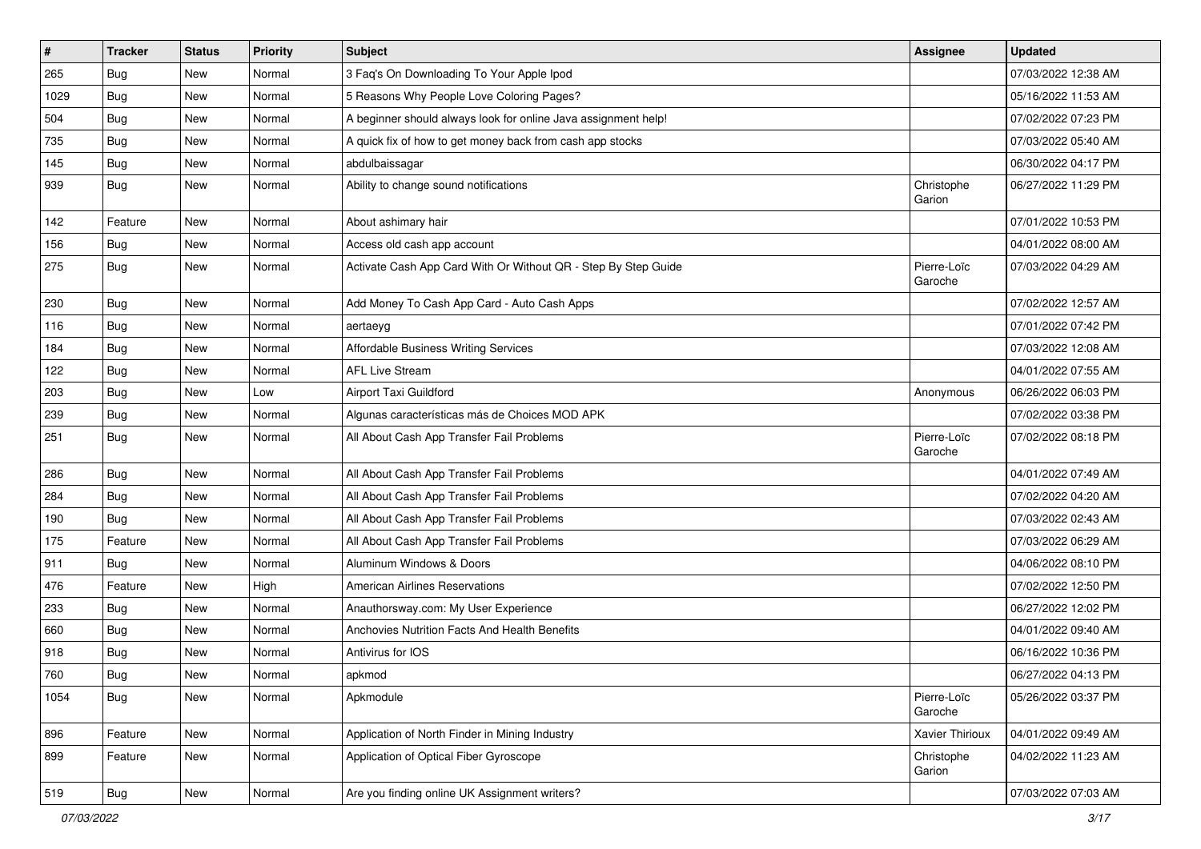| # | Tracker | Status | Priority | Subject | Assignee | Updated |
|---|---|---|---|---|---|---|
| 265 | Bug | New | Normal | 3 Faq's On Downloading To Your Apple Ipod | | 07/03/2022 12:38 AM |
| 1029 | Bug | New | Normal | 5 Reasons Why People Love Coloring Pages? | | 05/16/2022 11:53 AM |
| 504 | Bug | New | Normal | A beginner should always look for online Java assignment help! | | 07/02/2022 07:23 PM |
| 735 | Bug | New | Normal | A quick fix of how to get money back from cash app stocks | | 07/03/2022 05:40 AM |
| 145 | Bug | New | Normal | abdulbaissagar | | 06/30/2022 04:17 PM |
| 939 | Bug | New | Normal | Ability to change sound notifications | Christophe Garion | 06/27/2022 11:29 PM |
| 142 | Feature | New | Normal | About ashimary hair | | 07/01/2022 10:53 PM |
| 156 | Bug | New | Normal | Access old cash app account | | 04/01/2022 08:00 AM |
| 275 | Bug | New | Normal | Activate Cash App Card With Or Without QR - Step By Step Guide | Pierre-Loïc Garoche | 07/03/2022 04:29 AM |
| 230 | Bug | New | Normal | Add Money To Cash App Card - Auto Cash Apps | | 07/02/2022 12:57 AM |
| 116 | Bug | New | Normal | aertaeyg | | 07/01/2022 07:42 PM |
| 184 | Bug | New | Normal | Affordable Business Writing Services | | 07/03/2022 12:08 AM |
| 122 | Bug | New | Normal | AFL Live Stream | | 04/01/2022 07:55 AM |
| 203 | Bug | New | Low | Airport Taxi Guildford | Anonymous | 06/26/2022 06:03 PM |
| 239 | Bug | New | Normal | Algunas características más de Choices MOD APK | | 07/02/2022 03:38 PM |
| 251 | Bug | New | Normal | All About Cash App Transfer Fail Problems | Pierre-Loïc Garoche | 07/02/2022 08:18 PM |
| 286 | Bug | New | Normal | All About Cash App Transfer Fail Problems | | 04/01/2022 07:49 AM |
| 284 | Bug | New | Normal | All About Cash App Transfer Fail Problems | | 07/02/2022 04:20 AM |
| 190 | Bug | New | Normal | All About Cash App Transfer Fail Problems | | 07/03/2022 02:43 AM |
| 175 | Feature | New | Normal | All About Cash App Transfer Fail Problems | | 07/03/2022 06:29 AM |
| 911 | Bug | New | Normal | Aluminum Windows & Doors | | 04/06/2022 08:10 PM |
| 476 | Feature | New | High | American Airlines Reservations | | 07/02/2022 12:50 PM |
| 233 | Bug | New | Normal | Anauthorsway.com: My User Experience | | 06/27/2022 12:02 PM |
| 660 | Bug | New | Normal | Anchovies Nutrition Facts And Health Benefits | | 04/01/2022 09:40 AM |
| 918 | Bug | New | Normal | Antivirus for IOS | | 06/16/2022 10:36 PM |
| 760 | Bug | New | Normal | apkmod | | 06/27/2022 04:13 PM |
| 1054 | Bug | New | Normal | Apkmodule | Pierre-Loïc Garoche | 05/26/2022 03:37 PM |
| 896 | Feature | New | Normal | Application of North Finder in Mining Industry | Xavier Thirioux | 04/01/2022 09:49 AM |
| 899 | Feature | New | Normal | Application of Optical Fiber Gyroscope | Christophe Garion | 04/02/2022 11:23 AM |
| 519 | Bug | New | Normal | Are you finding online UK Assignment writers? | | 07/03/2022 07:03 AM |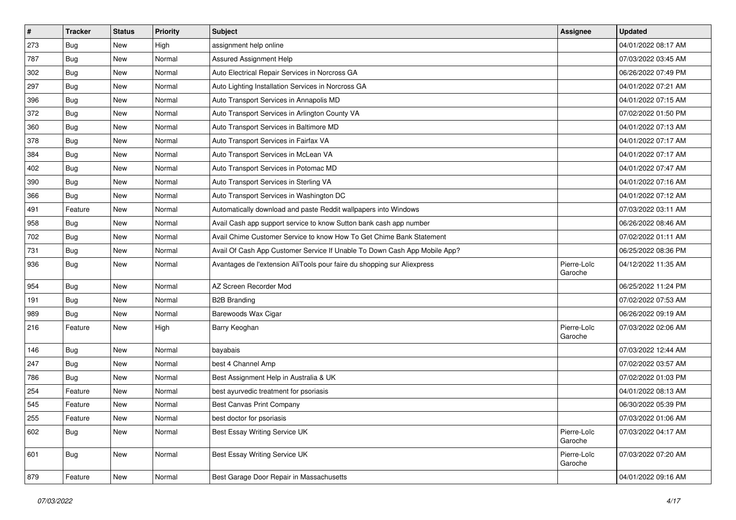| # | Tracker | Status | Priority | Subject | Assignee | Updated |
|---|---|---|---|---|---|---|
| 273 | Bug | New | High | assignment help online | | 04/01/2022 08:17 AM |
| 787 | Bug | New | Normal | Assured Assignment Help | | 07/03/2022 03:45 AM |
| 302 | Bug | New | Normal | Auto Electrical Repair Services in Norcross GA | | 06/26/2022 07:49 PM |
| 297 | Bug | New | Normal | Auto Lighting Installation Services in Norcross GA | | 04/01/2022 07:21 AM |
| 396 | Bug | New | Normal | Auto Transport Services in Annapolis MD | | 04/01/2022 07:15 AM |
| 372 | Bug | New | Normal | Auto Transport Services in Arlington County VA | | 07/02/2022 01:50 PM |
| 360 | Bug | New | Normal | Auto Transport Services in Baltimore MD | | 04/01/2022 07:13 AM |
| 378 | Bug | New | Normal | Auto Transport Services in Fairfax VA | | 04/01/2022 07:17 AM |
| 384 | Bug | New | Normal | Auto Transport Services in McLean VA | | 04/01/2022 07:17 AM |
| 402 | Bug | New | Normal | Auto Transport Services in Potomac MD | | 04/01/2022 07:47 AM |
| 390 | Bug | New | Normal | Auto Transport Services in Sterling VA | | 04/01/2022 07:16 AM |
| 366 | Bug | New | Normal | Auto Transport Services in Washington DC | | 04/01/2022 07:12 AM |
| 491 | Feature | New | Normal | Automatically download and paste Reddit wallpapers into Windows | | 07/03/2022 03:11 AM |
| 958 | Bug | New | Normal | Avail Cash app support service to know Sutton bank cash app number | | 06/26/2022 08:46 AM |
| 702 | Bug | New | Normal | Avail Chime Customer Service to know How To Get Chime Bank Statement | | 07/02/2022 01:11 AM |
| 731 | Bug | New | Normal | Avail Of Cash App Customer Service If Unable To Down Cash App Mobile App? | | 06/25/2022 08:36 PM |
| 936 | Bug | New | Normal | Avantages de l'extension AliTools pour faire du shopping sur Aliexpress | Pierre-Loïc Garoche | 04/12/2022 11:35 AM |
| 954 | Bug | New | Normal | AZ Screen Recorder Mod | | 06/25/2022 11:24 PM |
| 191 | Bug | New | Normal | B2B Branding | | 07/02/2022 07:53 AM |
| 989 | Bug | New | Normal | Barewoods Wax Cigar | | 06/26/2022 09:19 AM |
| 216 | Feature | New | High | Barry Keoghan | Pierre-Loïc Garoche | 07/03/2022 02:06 AM |
| 146 | Bug | New | Normal | bayabais | | 07/03/2022 12:44 AM |
| 247 | Bug | New | Normal | best 4 Channel Amp | | 07/02/2022 03:57 AM |
| 786 | Bug | New | Normal | Best Assignment Help in Australia & UK | | 07/02/2022 01:03 PM |
| 254 | Feature | New | Normal | best ayurvedic treatment for psoriasis | | 04/01/2022 08:13 AM |
| 545 | Feature | New | Normal | Best Canvas Print Company | | 06/30/2022 05:39 PM |
| 255 | Feature | New | Normal | best doctor for psoriasis | | 07/03/2022 01:06 AM |
| 602 | Bug | New | Normal | Best Essay Writing Service UK | Pierre-Loïc Garoche | 07/03/2022 04:17 AM |
| 601 | Bug | New | Normal | Best Essay Writing Service UK | Pierre-Loïc Garoche | 07/03/2022 07:20 AM |
| 879 | Feature | New | Normal | Best Garage Door Repair in Massachusetts | | 04/01/2022 09:16 AM |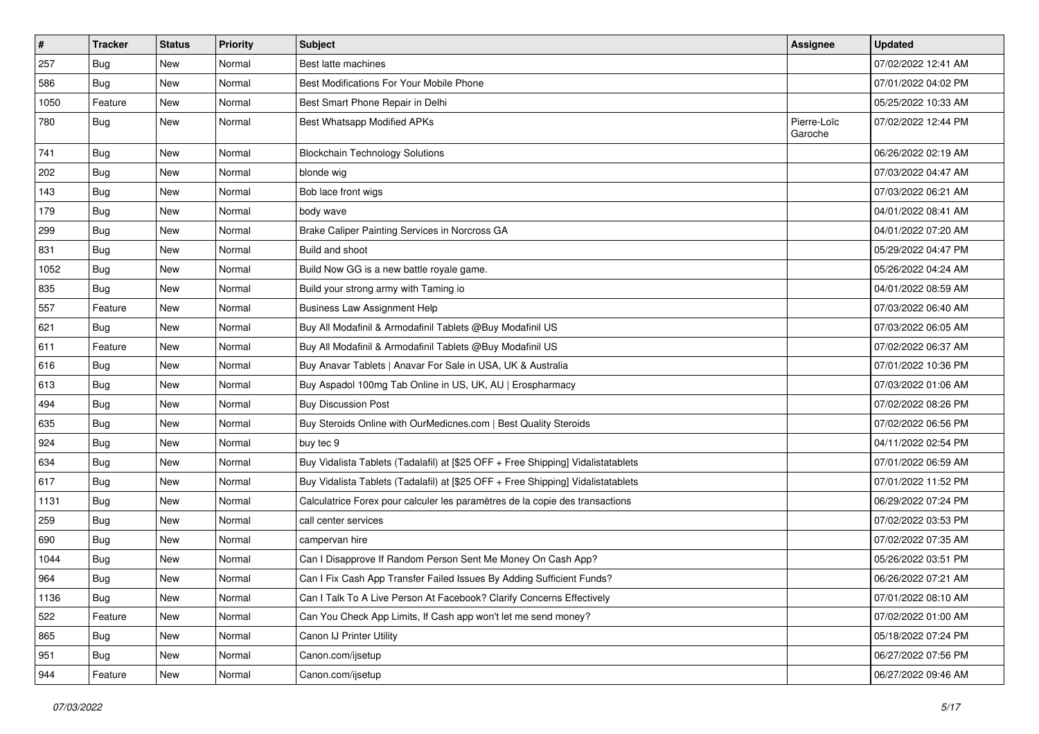| # | Tracker | Status | Priority | Subject | Assignee | Updated |
|---|---|---|---|---|---|---|
| 257 | Bug | New | Normal | Best latte machines | | 07/02/2022 12:41 AM |
| 586 | Bug | New | Normal | Best Modifications For Your Mobile Phone | | 07/01/2022 04:02 PM |
| 1050 | Feature | New | Normal | Best Smart Phone Repair in Delhi | | 05/25/2022 10:33 AM |
| 780 | Bug | New | Normal | Best Whatsapp Modified APKs | Pierre-Loïc Garoche | 07/02/2022 12:44 PM |
| 741 | Bug | New | Normal | Blockchain Technology Solutions | | 06/26/2022 02:19 AM |
| 202 | Bug | New | Normal | blonde wig | | 07/03/2022 04:47 AM |
| 143 | Bug | New | Normal | Bob lace front wigs | | 07/03/2022 06:21 AM |
| 179 | Bug | New | Normal | body wave | | 04/01/2022 08:41 AM |
| 299 | Bug | New | Normal | Brake Caliper Painting Services in Norcross GA | | 04/01/2022 07:20 AM |
| 831 | Bug | New | Normal | Build and shoot | | 05/29/2022 04:47 PM |
| 1052 | Bug | New | Normal | Build Now GG is a new battle royale game. | | 05/26/2022 04:24 AM |
| 835 | Bug | New | Normal | Build your strong army with Taming io | | 04/01/2022 08:59 AM |
| 557 | Feature | New | Normal | Business Law Assignment Help | | 07/03/2022 06:40 AM |
| 621 | Bug | New | Normal | Buy All Modafinil & Armodafinil Tablets @Buy Modafinil US | | 07/03/2022 06:05 AM |
| 611 | Feature | New | Normal | Buy All Modafinil & Armodafinil Tablets @Buy Modafinil US | | 07/02/2022 06:37 AM |
| 616 | Bug | New | Normal | Buy Anavar Tablets \| Anavar For Sale in USA, UK & Australia | | 07/01/2022 10:36 PM |
| 613 | Bug | New | Normal | Buy Aspadol 100mg Tab Online in US, UK, AU \| Erospharmacy | | 07/03/2022 01:06 AM |
| 494 | Bug | New | Normal | Buy Discussion Post | | 07/02/2022 08:26 PM |
| 635 | Bug | New | Normal | Buy Steroids Online with OurMedicnes.com \| Best Quality Steroids | | 07/02/2022 06:56 PM |
| 924 | Bug | New | Normal | buy tec 9 | | 04/11/2022 02:54 PM |
| 634 | Bug | New | Normal | Buy Vidalista Tablets (Tadalafil) at [$25 OFF + Free Shipping] Vidalistatablets | | 07/01/2022 06:59 AM |
| 617 | Bug | New | Normal | Buy Vidalista Tablets (Tadalafil) at [$25 OFF + Free Shipping] Vidalistatablets | | 07/01/2022 11:52 PM |
| 1131 | Bug | New | Normal | Calculatrice Forex pour calculer les paramètres de la copie des transactions | | 06/29/2022 07:24 PM |
| 259 | Bug | New | Normal | call center services | | 07/02/2022 03:53 PM |
| 690 | Bug | New | Normal | campervan hire | | 07/02/2022 07:35 AM |
| 1044 | Bug | New | Normal | Can I Disapprove If Random Person Sent Me Money On Cash App? | | 05/26/2022 03:51 PM |
| 964 | Bug | New | Normal | Can I Fix Cash App Transfer Failed Issues By Adding Sufficient Funds? | | 06/26/2022 07:21 AM |
| 1136 | Bug | New | Normal | Can I Talk To A Live Person At Facebook? Clarify Concerns Effectively | | 07/01/2022 08:10 AM |
| 522 | Feature | New | Normal | Can You Check App Limits, If Cash app won't let me send money? | | 07/02/2022 01:00 AM |
| 865 | Bug | New | Normal | Canon IJ Printer Utility | | 05/18/2022 07:24 PM |
| 951 | Bug | New | Normal | Canon.com/ijsetup | | 06/27/2022 07:56 PM |
| 944 | Feature | New | Normal | Canon.com/ijsetup | | 06/27/2022 09:46 AM |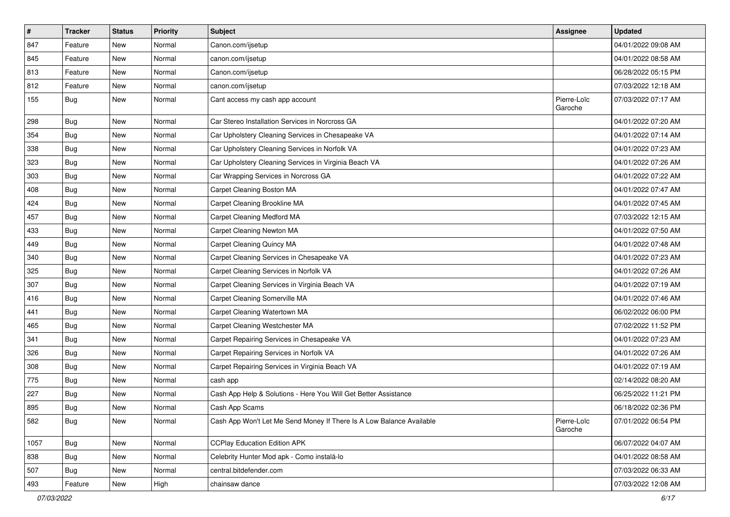| # | Tracker | Status | Priority | Subject | Assignee | Updated |
|---|---|---|---|---|---|---|
| 847 | Feature | New | Normal | Canon.com/ijsetup | | 04/01/2022 09:08 AM |
| 845 | Feature | New | Normal | canon.com/ijsetup | | 04/01/2022 08:58 AM |
| 813 | Feature | New | Normal | Canon.com/ijsetup | | 06/28/2022 05:15 PM |
| 812 | Feature | New | Normal | canon.com/ijsetup | | 07/03/2022 12:18 AM |
| 155 | Bug | New | Normal | Cant access my cash app account | Pierre-Loïc Garoche | 07/03/2022 07:17 AM |
| 298 | Bug | New | Normal | Car Stereo Installation Services in Norcross GA | | 04/01/2022 07:20 AM |
| 354 | Bug | New | Normal | Car Upholstery Cleaning Services in Chesapeake VA | | 04/01/2022 07:14 AM |
| 338 | Bug | New | Normal | Car Upholstery Cleaning Services in Norfolk VA | | 04/01/2022 07:23 AM |
| 323 | Bug | New | Normal | Car Upholstery Cleaning Services in Virginia Beach VA | | 04/01/2022 07:26 AM |
| 303 | Bug | New | Normal | Car Wrapping Services in Norcross GA | | 04/01/2022 07:22 AM |
| 408 | Bug | New | Normal | Carpet Cleaning Boston MA | | 04/01/2022 07:47 AM |
| 424 | Bug | New | Normal | Carpet Cleaning Brookline MA | | 04/01/2022 07:45 AM |
| 457 | Bug | New | Normal | Carpet Cleaning Medford MA | | 07/03/2022 12:15 AM |
| 433 | Bug | New | Normal | Carpet Cleaning Newton MA | | 04/01/2022 07:50 AM |
| 449 | Bug | New | Normal | Carpet Cleaning Quincy MA | | 04/01/2022 07:48 AM |
| 340 | Bug | New | Normal | Carpet Cleaning Services in Chesapeake VA | | 04/01/2022 07:23 AM |
| 325 | Bug | New | Normal | Carpet Cleaning Services in Norfolk VA | | 04/01/2022 07:26 AM |
| 307 | Bug | New | Normal | Carpet Cleaning Services in Virginia Beach VA | | 04/01/2022 07:19 AM |
| 416 | Bug | New | Normal | Carpet Cleaning Somerville MA | | 04/01/2022 07:46 AM |
| 441 | Bug | New | Normal | Carpet Cleaning Watertown MA | | 06/02/2022 06:00 PM |
| 465 | Bug | New | Normal | Carpet Cleaning Westchester MA | | 07/02/2022 11:52 PM |
| 341 | Bug | New | Normal | Carpet Repairing Services in Chesapeake VA | | 04/01/2022 07:23 AM |
| 326 | Bug | New | Normal | Carpet Repairing Services in Norfolk VA | | 04/01/2022 07:26 AM |
| 308 | Bug | New | Normal | Carpet Repairing Services in Virginia Beach VA | | 04/01/2022 07:19 AM |
| 775 | Bug | New | Normal | cash app | | 02/14/2022 08:20 AM |
| 227 | Bug | New | Normal | Cash App Help & Solutions - Here You Will Get Better Assistance | | 06/25/2022 11:21 PM |
| 895 | Bug | New | Normal | Cash App Scams | | 06/18/2022 02:36 PM |
| 582 | Bug | New | Normal | Cash App Won't Let Me Send Money If There Is A Low Balance Available | Pierre-Loïc Garoche | 07/01/2022 06:54 PM |
| 1057 | Bug | New | Normal | CCPlay Education Edition APK | | 06/07/2022 04:07 AM |
| 838 | Bug | New | Normal | Celebrity Hunter Mod apk - Como instalá-lo | | 04/01/2022 08:58 AM |
| 507 | Bug | New | Normal | central.bitdefender.com | | 07/03/2022 06:33 AM |
| 493 | Feature | New | High | chainsaw dance | | 07/03/2022 12:08 AM |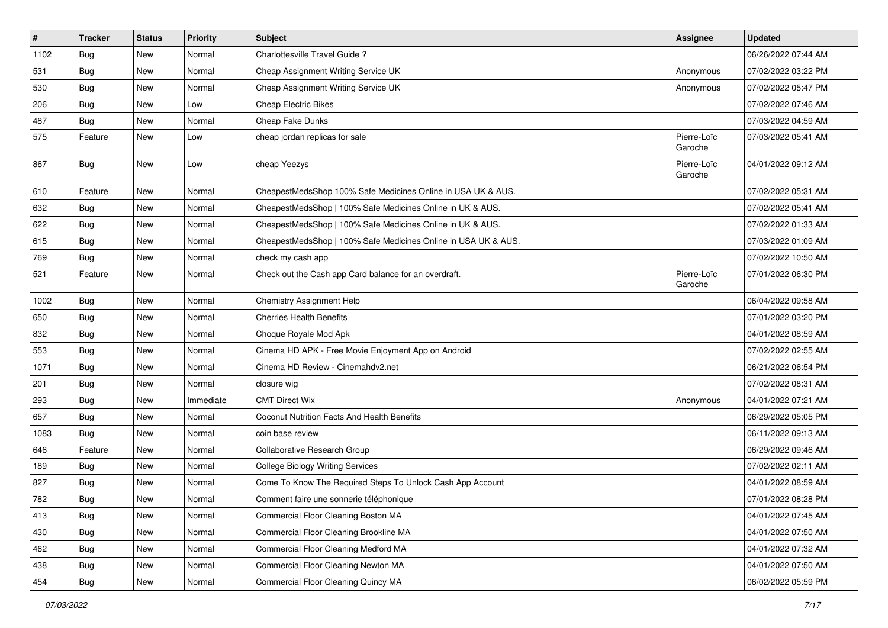| # | Tracker | Status | Priority | Subject | Assignee | Updated |
|---|---|---|---|---|---|---|
| 1102 | Bug | New | Normal | Charlottesville Travel Guide ? | | 06/26/2022 07:44 AM |
| 531 | Bug | New | Normal | Cheap Assignment Writing Service UK | Anonymous | 07/02/2022 03:22 PM |
| 530 | Bug | New | Normal | Cheap Assignment Writing Service UK | Anonymous | 07/02/2022 05:47 PM |
| 206 | Bug | New | Low | Cheap Electric Bikes | | 07/02/2022 07:46 AM |
| 487 | Bug | New | Normal | Cheap Fake Dunks | | 07/03/2022 04:59 AM |
| 575 | Feature | New | Low | cheap jordan replicas for sale | Pierre-Loïc Garoche | 07/03/2022 05:41 AM |
| 867 | Bug | New | Low | cheap Yeezys | Pierre-Loïc Garoche | 04/01/2022 09:12 AM |
| 610 | Feature | New | Normal | CheapestMedsShop 100% Safe Medicines Online in USA UK & AUS. | | 07/02/2022 05:31 AM |
| 632 | Bug | New | Normal | CheapestMedsShop \| 100% Safe Medicines Online in UK & AUS. | | 07/02/2022 05:41 AM |
| 622 | Bug | New | Normal | CheapestMedsShop \| 100% Safe Medicines Online in UK & AUS. | | 07/02/2022 01:33 AM |
| 615 | Bug | New | Normal | CheapestMedsShop \| 100% Safe Medicines Online in USA UK & AUS. | | 07/03/2022 01:09 AM |
| 769 | Bug | New | Normal | check my cash app | | 07/02/2022 10:50 AM |
| 521 | Feature | New | Normal | Check out the Cash app Card balance for an overdraft. | Pierre-Loïc Garoche | 07/01/2022 06:30 PM |
| 1002 | Bug | New | Normal | Chemistry Assignment Help | | 06/04/2022 09:58 AM |
| 650 | Bug | New | Normal | Cherries Health Benefits | | 07/01/2022 03:20 PM |
| 832 | Bug | New | Normal | Choque Royale Mod Apk | | 04/01/2022 08:59 AM |
| 553 | Bug | New | Normal | Cinema HD APK - Free Movie Enjoyment App on Android | | 07/02/2022 02:55 AM |
| 1071 | Bug | New | Normal | Cinema HD Review - Cinemahdv2.net | | 06/21/2022 06:54 PM |
| 201 | Bug | New | Normal | closure wig | | 07/02/2022 08:31 AM |
| 293 | Bug | New | Immediate | CMT Direct Wix | Anonymous | 04/01/2022 07:21 AM |
| 657 | Bug | New | Normal | Coconut Nutrition Facts And Health Benefits | | 06/29/2022 05:05 PM |
| 1083 | Bug | New | Normal | coin base review | | 06/11/2022 09:13 AM |
| 646 | Feature | New | Normal | Collaborative Research Group | | 06/29/2022 09:46 AM |
| 189 | Bug | New | Normal | College Biology Writing Services | | 07/02/2022 02:11 AM |
| 827 | Bug | New | Normal | Come To Know The Required Steps To Unlock Cash App Account | | 04/01/2022 08:59 AM |
| 782 | Bug | New | Normal | Comment faire une sonnerie téléphonique | | 07/01/2022 08:28 PM |
| 413 | Bug | New | Normal | Commercial Floor Cleaning Boston MA | | 04/01/2022 07:45 AM |
| 430 | Bug | New | Normal | Commercial Floor Cleaning Brookline MA | | 04/01/2022 07:50 AM |
| 462 | Bug | New | Normal | Commercial Floor Cleaning Medford MA | | 04/01/2022 07:32 AM |
| 438 | Bug | New | Normal | Commercial Floor Cleaning Newton MA | | 04/01/2022 07:50 AM |
| 454 | Bug | New | Normal | Commercial Floor Cleaning Quincy MA | | 06/02/2022 05:59 PM |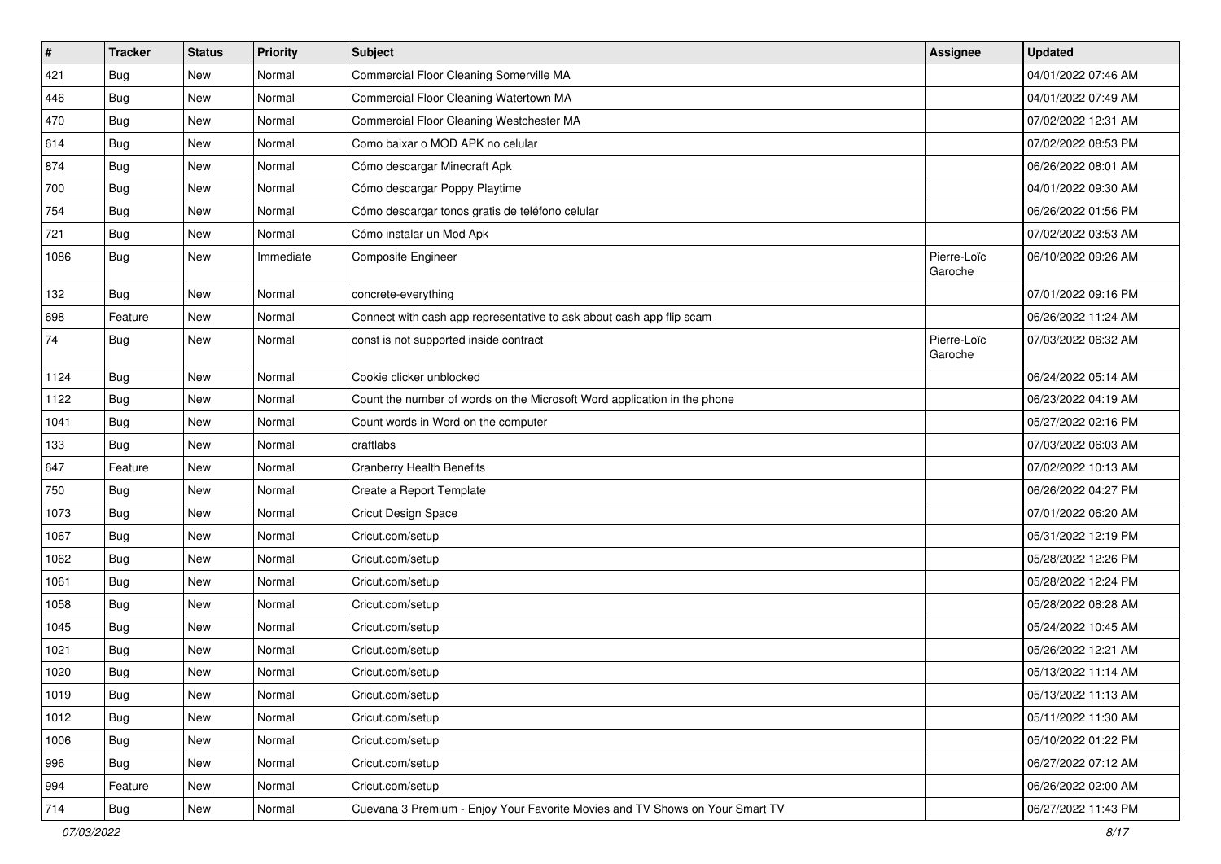| # | Tracker | Status | Priority | Subject | Assignee | Updated |
|---|---|---|---|---|---|---|
| 421 | Bug | New | Normal | Commercial Floor Cleaning Somerville MA | | 04/01/2022 07:46 AM |
| 446 | Bug | New | Normal | Commercial Floor Cleaning Watertown MA | | 04/01/2022 07:49 AM |
| 470 | Bug | New | Normal | Commercial Floor Cleaning Westchester MA | | 07/02/2022 12:31 AM |
| 614 | Bug | New | Normal | Como baixar o MOD APK no celular | | 07/02/2022 08:53 PM |
| 874 | Bug | New | Normal | Cómo descargar Minecraft Apk | | 06/26/2022 08:01 AM |
| 700 | Bug | New | Normal | Cómo descargar Poppy Playtime | | 04/01/2022 09:30 AM |
| 754 | Bug | New | Normal | Cómo descargar tonos gratis de teléfono celular | | 06/26/2022 01:56 PM |
| 721 | Bug | New | Normal | Cómo instalar un Mod Apk | | 07/02/2022 03:53 AM |
| 1086 | Bug | New | Immediate | Composite Engineer | Pierre-Loïc Garoche | 06/10/2022 09:26 AM |
| 132 | Bug | New | Normal | concrete-everything | | 07/01/2022 09:16 PM |
| 698 | Feature | New | Normal | Connect with cash app representative to ask about cash app flip scam | | 06/26/2022 11:24 AM |
| 74 | Bug | New | Normal | const is not supported inside contract | Pierre-Loïc Garoche | 07/03/2022 06:32 AM |
| 1124 | Bug | New | Normal | Cookie clicker unblocked | | 06/24/2022 05:14 AM |
| 1122 | Bug | New | Normal | Count the number of words on the Microsoft Word application in the phone | | 06/23/2022 04:19 AM |
| 1041 | Bug | New | Normal | Count words in Word on the computer | | 05/27/2022 02:16 PM |
| 133 | Bug | New | Normal | craftlabs | | 07/03/2022 06:03 AM |
| 647 | Feature | New | Normal | Cranberry Health Benefits | | 07/02/2022 10:13 AM |
| 750 | Bug | New | Normal | Create a Report Template | | 06/26/2022 04:27 PM |
| 1073 | Bug | New | Normal | Cricut Design Space | | 07/01/2022 06:20 AM |
| 1067 | Bug | New | Normal | Cricut.com/setup | | 05/31/2022 12:19 PM |
| 1062 | Bug | New | Normal | Cricut.com/setup | | 05/28/2022 12:26 PM |
| 1061 | Bug | New | Normal | Cricut.com/setup | | 05/28/2022 12:24 PM |
| 1058 | Bug | New | Normal | Cricut.com/setup | | 05/28/2022 08:28 AM |
| 1045 | Bug | New | Normal | Cricut.com/setup | | 05/24/2022 10:45 AM |
| 1021 | Bug | New | Normal | Cricut.com/setup | | 05/26/2022 12:21 AM |
| 1020 | Bug | New | Normal | Cricut.com/setup | | 05/13/2022 11:14 AM |
| 1019 | Bug | New | Normal | Cricut.com/setup | | 05/13/2022 11:13 AM |
| 1012 | Bug | New | Normal | Cricut.com/setup | | 05/11/2022 11:30 AM |
| 1006 | Bug | New | Normal | Cricut.com/setup | | 05/10/2022 01:22 PM |
| 996 | Bug | New | Normal | Cricut.com/setup | | 06/27/2022 07:12 AM |
| 994 | Feature | New | Normal | Cricut.com/setup | | 06/26/2022 02:00 AM |
| 714 | Bug | New | Normal | Cuevana 3 Premium - Enjoy Your Favorite Movies and TV Shows on Your Smart TV | | 06/27/2022 11:43 PM |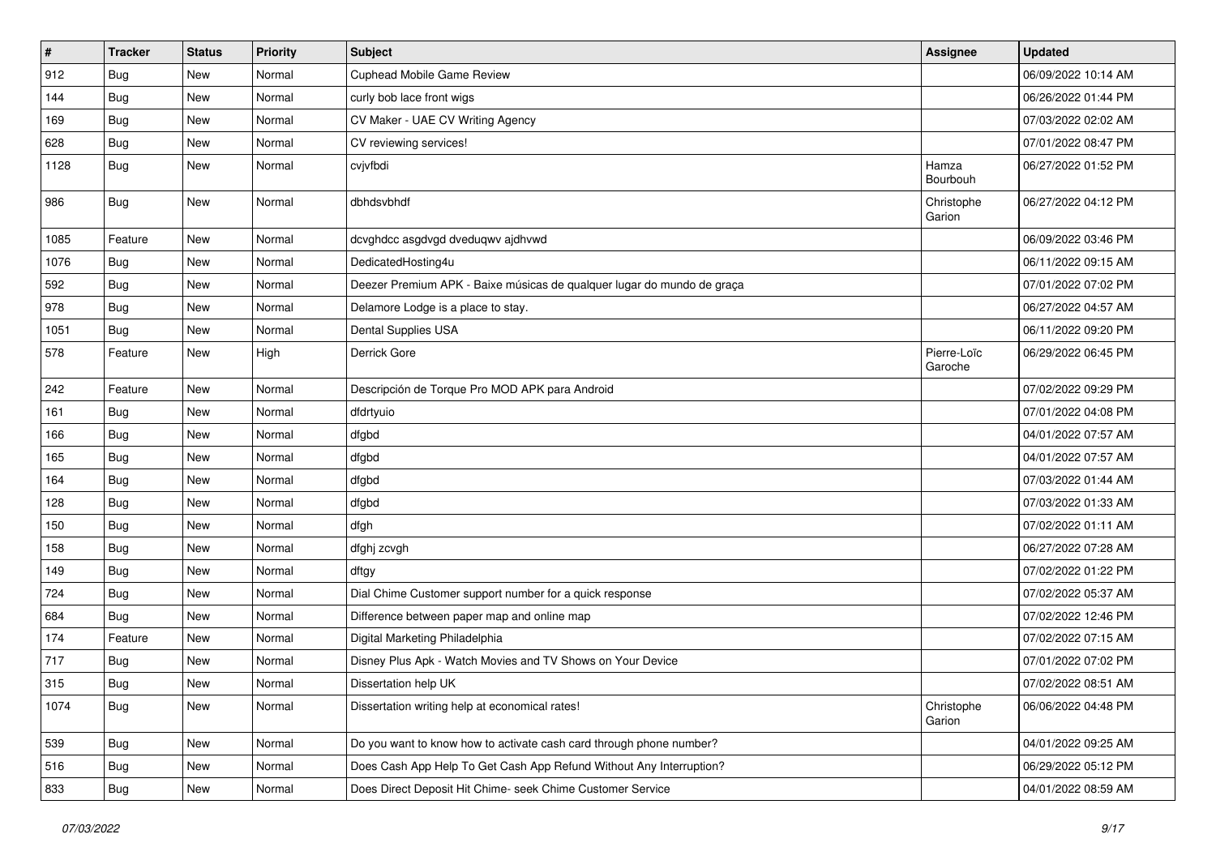| # | Tracker | Status | Priority | Subject | Assignee | Updated |
|---|---|---|---|---|---|---|
| 912 | Bug | New | Normal | Cuphead Mobile Game Review | | 06/09/2022 10:14 AM |
| 144 | Bug | New | Normal | curly bob lace front wigs | | 06/26/2022 01:44 PM |
| 169 | Bug | New | Normal | CV Maker - UAE CV Writing Agency | | 07/03/2022 02:02 AM |
| 628 | Bug | New | Normal | CV reviewing services! | | 07/01/2022 08:47 PM |
| 1128 | Bug | New | Normal | cvjvfbdi | Hamza Bourbouh | 06/27/2022 01:52 PM |
| 986 | Bug | New | Normal | dbhdsvbhdf | Christophe Garion | 06/27/2022 04:12 PM |
| 1085 | Feature | New | Normal | dcvghdcc asgdvgd dveduqwv ajdhvwd | | 06/09/2022 03:46 PM |
| 1076 | Bug | New | Normal | DedicatedHosting4u | | 06/11/2022 09:15 AM |
| 592 | Bug | New | Normal | Deezer Premium APK - Baixe músicas de qualquer lugar do mundo de graça | | 07/01/2022 07:02 PM |
| 978 | Bug | New | Normal | Delamore Lodge is a place to stay. | | 06/27/2022 04:57 AM |
| 1051 | Bug | New | Normal | Dental Supplies USA | | 06/11/2022 09:20 PM |
| 578 | Feature | New | High | Derrick Gore | Pierre-Loïc Garoche | 06/29/2022 06:45 PM |
| 242 | Feature | New | Normal | Descripción de Torque Pro MOD APK para Android | | 07/02/2022 09:29 PM |
| 161 | Bug | New | Normal | dfdrtyuio | | 07/01/2022 04:08 PM |
| 166 | Bug | New | Normal | dfgbd | | 04/01/2022 07:57 AM |
| 165 | Bug | New | Normal | dfgbd | | 04/01/2022 07:57 AM |
| 164 | Bug | New | Normal | dfgbd | | 07/03/2022 01:44 AM |
| 128 | Bug | New | Normal | dfgbd | | 07/03/2022 01:33 AM |
| 150 | Bug | New | Normal | dfgh | | 07/02/2022 01:11 AM |
| 158 | Bug | New | Normal | dfghj zcvgh | | 06/27/2022 07:28 AM |
| 149 | Bug | New | Normal | dftgy | | 07/02/2022 01:22 PM |
| 724 | Bug | New | Normal | Dial Chime Customer support number for a quick response | | 07/02/2022 05:37 AM |
| 684 | Bug | New | Normal | Difference between paper map and online map | | 07/02/2022 12:46 PM |
| 174 | Feature | New | Normal | Digital Marketing Philadelphia | | 07/02/2022 07:15 AM |
| 717 | Bug | New | Normal | Disney Plus Apk - Watch Movies and TV Shows on Your Device | | 07/01/2022 07:02 PM |
| 315 | Bug | New | Normal | Dissertation help UK | | 07/02/2022 08:51 AM |
| 1074 | Bug | New | Normal | Dissertation writing help at economical rates! | Christophe Garion | 06/06/2022 04:48 PM |
| 539 | Bug | New | Normal | Do you want to know how to activate cash card through phone number? | | 04/01/2022 09:25 AM |
| 516 | Bug | New | Normal | Does Cash App Help To Get Cash App Refund Without Any Interruption? | | 06/29/2022 05:12 PM |
| 833 | Bug | New | Normal | Does Direct Deposit Hit Chime- seek Chime Customer Service | | 04/01/2022 08:59 AM |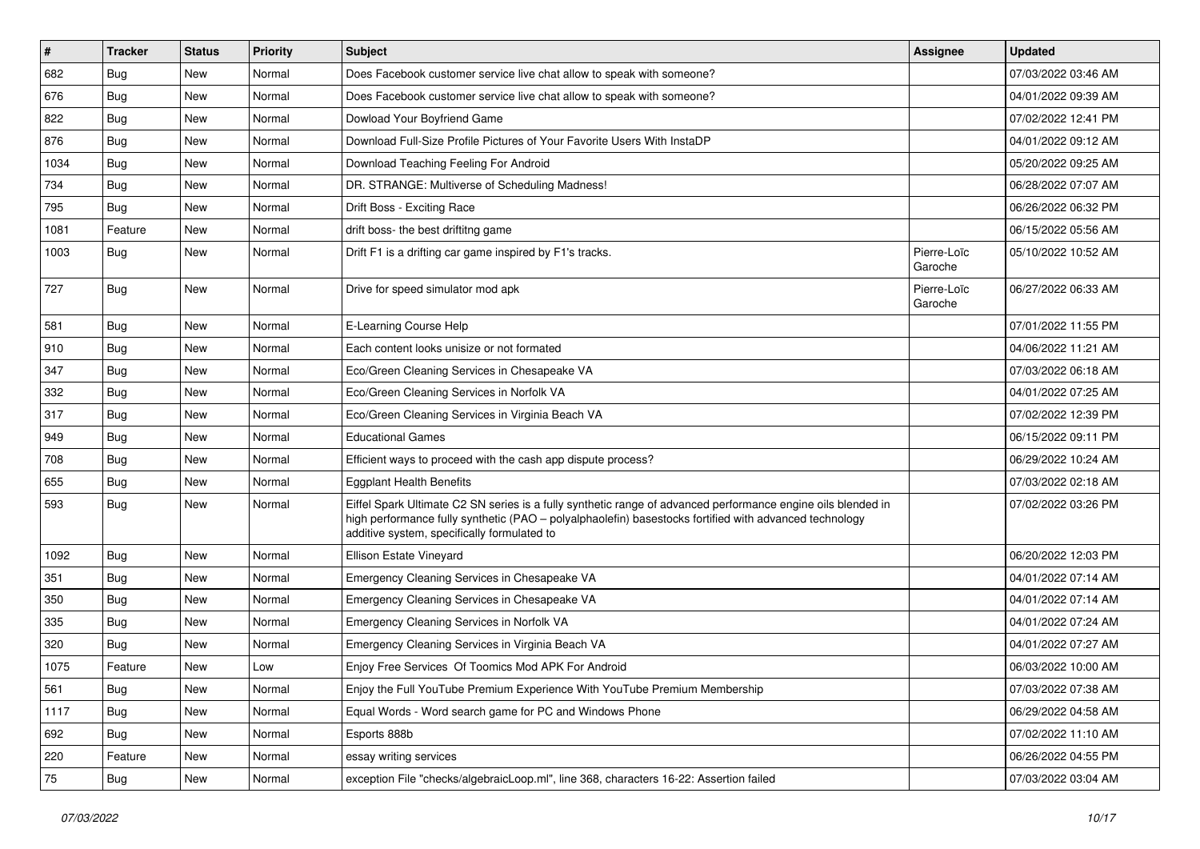| # | Tracker | Status | Priority | Subject | Assignee | Updated |
|---|---|---|---|---|---|---|
| 682 | Bug | New | Normal | Does Facebook customer service live chat allow to speak with someone? | | 07/03/2022 03:46 AM |
| 676 | Bug | New | Normal | Does Facebook customer service live chat allow to speak with someone? | | 04/01/2022 09:39 AM |
| 822 | Bug | New | Normal | Dowload Your Boyfriend Game | | 07/02/2022 12:41 PM |
| 876 | Bug | New | Normal | Download Full-Size Profile Pictures of Your Favorite Users With InstaDP | | 04/01/2022 09:12 AM |
| 1034 | Bug | New | Normal | Download Teaching Feeling For Android | | 05/20/2022 09:25 AM |
| 734 | Bug | New | Normal | DR. STRANGE: Multiverse of Scheduling Madness! | | 06/28/2022 07:07 AM |
| 795 | Bug | New | Normal | Drift Boss - Exciting Race | | 06/26/2022 06:32 PM |
| 1081 | Feature | New | Normal | drift boss- the best driftitng game | | 06/15/2022 05:56 AM |
| 1003 | Bug | New | Normal | Drift F1 is a drifting car game inspired by F1's tracks. | Pierre-Loïc Garoche | 05/10/2022 10:52 AM |
| 727 | Bug | New | Normal | Drive for speed simulator mod apk | Pierre-Loïc Garoche | 06/27/2022 06:33 AM |
| 581 | Bug | New | Normal | E-Learning Course Help | | 07/01/2022 11:55 PM |
| 910 | Bug | New | Normal | Each content looks unisize or not formated | | 04/06/2022 11:21 AM |
| 347 | Bug | New | Normal | Eco/Green Cleaning Services in Chesapeake VA | | 07/03/2022 06:18 AM |
| 332 | Bug | New | Normal | Eco/Green Cleaning Services in Norfolk VA | | 04/01/2022 07:25 AM |
| 317 | Bug | New | Normal | Eco/Green Cleaning Services in Virginia Beach VA | | 07/02/2022 12:39 PM |
| 949 | Bug | New | Normal | Educational Games | | 06/15/2022 09:11 PM |
| 708 | Bug | New | Normal | Efficient ways to proceed with the cash app dispute process? | | 06/29/2022 10:24 AM |
| 655 | Bug | New | Normal | Eggplant Health Benefits | | 07/03/2022 02:18 AM |
| 593 | Bug | New | Normal | Eiffel Spark Ultimate C2 SN series is a fully synthetic range of advanced performance engine oils blended in high performance fully synthetic (PAO – polyalphaolefin) basestocks fortified with advanced technology additive system, specifically formulated to | | 07/02/2022 03:26 PM |
| 1092 | Bug | New | Normal | Ellison Estate Vineyard | | 06/20/2022 12:03 PM |
| 351 | Bug | New | Normal | Emergency Cleaning Services in Chesapeake VA | | 04/01/2022 07:14 AM |
| 350 | Bug | New | Normal | Emergency Cleaning Services in Chesapeake VA | | 04/01/2022 07:14 AM |
| 335 | Bug | New | Normal | Emergency Cleaning Services in Norfolk VA | | 04/01/2022 07:24 AM |
| 320 | Bug | New | Normal | Emergency Cleaning Services in Virginia Beach VA | | 04/01/2022 07:27 AM |
| 1075 | Feature | New | Low | Enjoy Free Services Of Toomics Mod APK For Android | | 06/03/2022 10:00 AM |
| 561 | Bug | New | Normal | Enjoy the Full YouTube Premium Experience With YouTube Premium Membership | | 07/03/2022 07:38 AM |
| 1117 | Bug | New | Normal | Equal Words - Word search game for PC and Windows Phone | | 06/29/2022 04:58 AM |
| 692 | Bug | New | Normal | Esports 888b | | 07/02/2022 11:10 AM |
| 220 | Feature | New | Normal | essay writing services | | 06/26/2022 04:55 PM |
| 75 | Bug | New | Normal | exception File "checks/algebraicLoop.ml", line 368, characters 16-22: Assertion failed | | 07/03/2022 03:04 AM |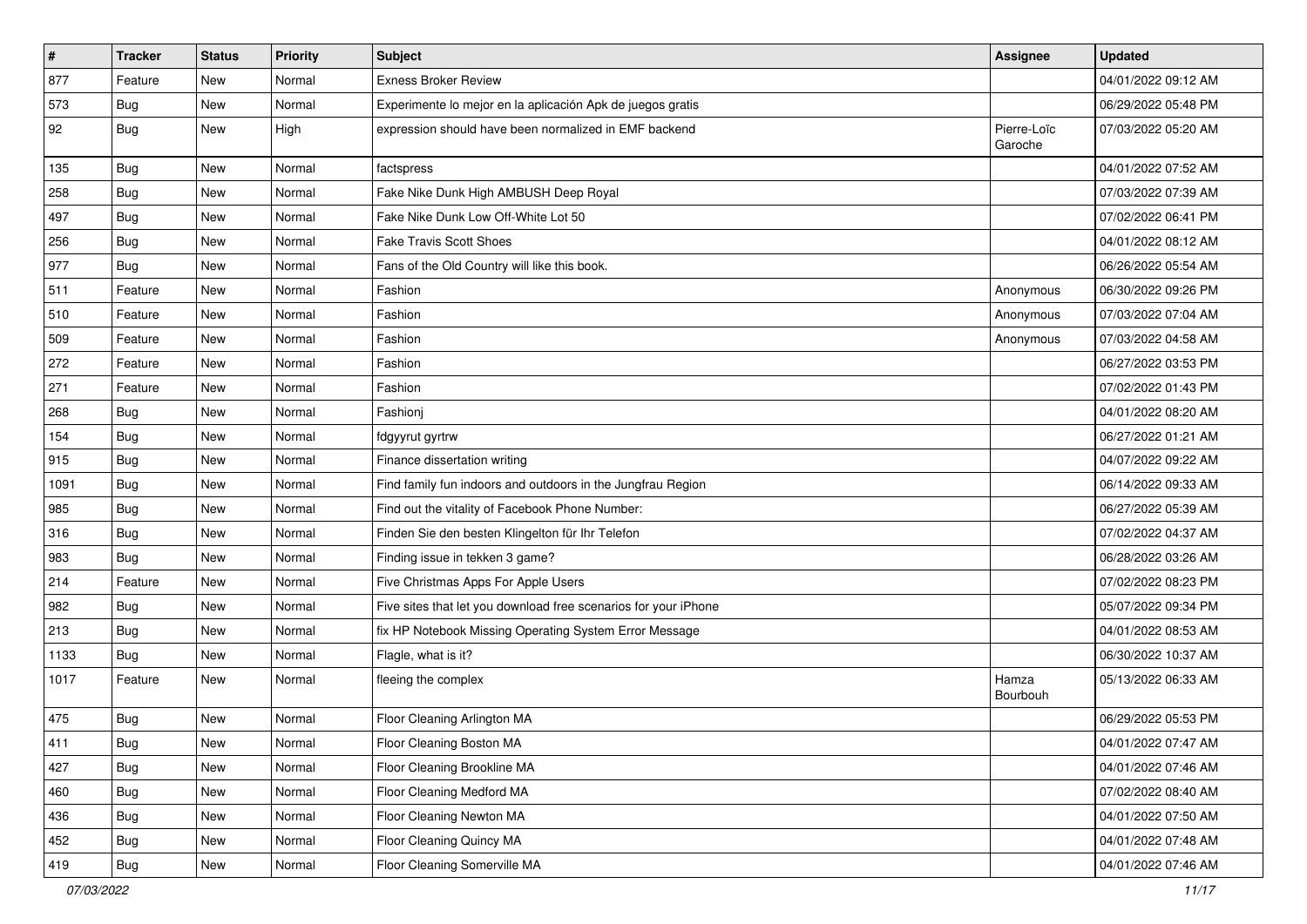| # | Tracker | Status | Priority | Subject | Assignee | Updated |
|---|---|---|---|---|---|---|
| 877 | Feature | New | Normal | Exness Broker Review | | 04/01/2022 09:12 AM |
| 573 | Bug | New | Normal | Experimente lo mejor en la aplicación Apk de juegos gratis | | 06/29/2022 05:48 PM |
| 92 | Bug | New | High | expression should have been normalized in EMF backend | Pierre-Loïc Garoche | 07/03/2022 05:20 AM |
| 135 | Bug | New | Normal | factspress | | 04/01/2022 07:52 AM |
| 258 | Bug | New | Normal | Fake Nike Dunk High AMBUSH Deep Royal | | 07/03/2022 07:39 AM |
| 497 | Bug | New | Normal | Fake Nike Dunk Low Off-White Lot 50 | | 07/02/2022 06:41 PM |
| 256 | Bug | New | Normal | Fake Travis Scott Shoes | | 04/01/2022 08:12 AM |
| 977 | Bug | New | Normal | Fans of the Old Country will like this book. | | 06/26/2022 05:54 AM |
| 511 | Feature | New | Normal | Fashion | Anonymous | 06/30/2022 09:26 PM |
| 510 | Feature | New | Normal | Fashion | Anonymous | 07/03/2022 07:04 AM |
| 509 | Feature | New | Normal | Fashion | Anonymous | 07/03/2022 04:58 AM |
| 272 | Feature | New | Normal | Fashion | | 06/27/2022 03:53 PM |
| 271 | Feature | New | Normal | Fashion | | 07/02/2022 01:43 PM |
| 268 | Bug | New | Normal | Fashionj | | 04/01/2022 08:20 AM |
| 154 | Bug | New | Normal | fdgyyrut gyrtrw | | 06/27/2022 01:21 AM |
| 915 | Bug | New | Normal | Finance dissertation writing | | 04/07/2022 09:22 AM |
| 1091 | Bug | New | Normal | Find family fun indoors and outdoors in the Jungfrau Region | | 06/14/2022 09:33 AM |
| 985 | Bug | New | Normal | Find out the vitality of Facebook Phone Number: | | 06/27/2022 05:39 AM |
| 316 | Bug | New | Normal | Finden Sie den besten Klingelton für Ihr Telefon | | 07/02/2022 04:37 AM |
| 983 | Bug | New | Normal | Finding issue in tekken 3 game? | | 06/28/2022 03:26 AM |
| 214 | Feature | New | Normal | Five Christmas Apps For Apple Users | | 07/02/2022 08:23 PM |
| 982 | Bug | New | Normal | Five sites that let you download free scenarios for your iPhone | | 05/07/2022 09:34 PM |
| 213 | Bug | New | Normal | fix HP Notebook Missing Operating System Error Message | | 04/01/2022 08:53 AM |
| 1133 | Bug | New | Normal | Flagle, what is it? | | 06/30/2022 10:37 AM |
| 1017 | Feature | New | Normal | fleeing the complex | Hamza Bourbouh | 05/13/2022 06:33 AM |
| 475 | Bug | New | Normal | Floor Cleaning Arlington MA | | 06/29/2022 05:53 PM |
| 411 | Bug | New | Normal | Floor Cleaning Boston MA | | 04/01/2022 07:47 AM |
| 427 | Bug | New | Normal | Floor Cleaning Brookline MA | | 04/01/2022 07:46 AM |
| 460 | Bug | New | Normal | Floor Cleaning Medford MA | | 07/02/2022 08:40 AM |
| 436 | Bug | New | Normal | Floor Cleaning Newton MA | | 04/01/2022 07:50 AM |
| 452 | Bug | New | Normal | Floor Cleaning Quincy MA | | 04/01/2022 07:48 AM |
| 419 | Bug | New | Normal | Floor Cleaning Somerville MA | | 04/01/2022 07:46 AM |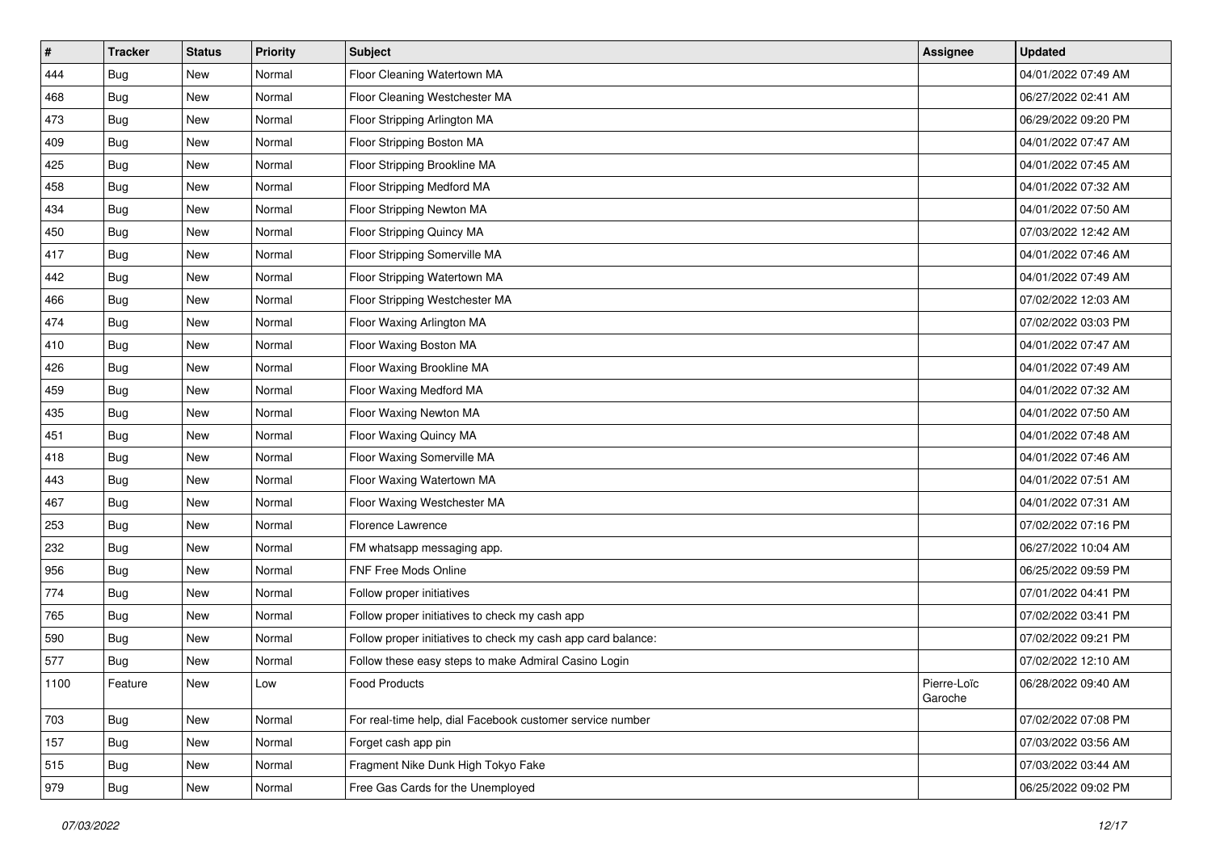| # | Tracker | Status | Priority | Subject | Assignee | Updated |
|---|---|---|---|---|---|---|
| 444 | Bug | New | Normal | Floor Cleaning Watertown MA | | 04/01/2022 07:49 AM |
| 468 | Bug | New | Normal | Floor Cleaning Westchester MA | | 06/27/2022 02:41 AM |
| 473 | Bug | New | Normal | Floor Stripping Arlington MA | | 06/29/2022 09:20 PM |
| 409 | Bug | New | Normal | Floor Stripping Boston MA | | 04/01/2022 07:47 AM |
| 425 | Bug | New | Normal | Floor Stripping Brookline MA | | 04/01/2022 07:45 AM |
| 458 | Bug | New | Normal | Floor Stripping Medford MA | | 04/01/2022 07:32 AM |
| 434 | Bug | New | Normal | Floor Stripping Newton MA | | 04/01/2022 07:50 AM |
| 450 | Bug | New | Normal | Floor Stripping Quincy MA | | 07/03/2022 12:42 AM |
| 417 | Bug | New | Normal | Floor Stripping Somerville MA | | 04/01/2022 07:46 AM |
| 442 | Bug | New | Normal | Floor Stripping Watertown MA | | 04/01/2022 07:49 AM |
| 466 | Bug | New | Normal | Floor Stripping Westchester MA | | 07/02/2022 12:03 AM |
| 474 | Bug | New | Normal | Floor Waxing Arlington MA | | 07/02/2022 03:03 PM |
| 410 | Bug | New | Normal | Floor Waxing Boston MA | | 04/01/2022 07:47 AM |
| 426 | Bug | New | Normal | Floor Waxing Brookline MA | | 04/01/2022 07:49 AM |
| 459 | Bug | New | Normal | Floor Waxing Medford MA | | 04/01/2022 07:32 AM |
| 435 | Bug | New | Normal | Floor Waxing Newton MA | | 04/01/2022 07:50 AM |
| 451 | Bug | New | Normal | Floor Waxing Quincy MA | | 04/01/2022 07:48 AM |
| 418 | Bug | New | Normal | Floor Waxing Somerville MA | | 04/01/2022 07:46 AM |
| 443 | Bug | New | Normal | Floor Waxing Watertown MA | | 04/01/2022 07:51 AM |
| 467 | Bug | New | Normal | Floor Waxing Westchester MA | | 04/01/2022 07:31 AM |
| 253 | Bug | New | Normal | Florence Lawrence | | 07/02/2022 07:16 PM |
| 232 | Bug | New | Normal | FM whatsapp messaging app. | | 06/27/2022 10:04 AM |
| 956 | Bug | New | Normal | FNF Free Mods Online | | 06/25/2022 09:59 PM |
| 774 | Bug | New | Normal | Follow proper initiatives | | 07/01/2022 04:41 PM |
| 765 | Bug | New | Normal | Follow proper initiatives to check my cash app | | 07/02/2022 03:41 PM |
| 590 | Bug | New | Normal | Follow proper initiatives to check my cash app card balance: | | 07/02/2022 09:21 PM |
| 577 | Bug | New | Normal | Follow these easy steps to make Admiral Casino Login | | 07/02/2022 12:10 AM |
| 1100 | Feature | New | Low | Food Products | Pierre-Loïc Garoche | 06/28/2022 09:40 AM |
| 703 | Bug | New | Normal | For real-time help, dial Facebook customer service number | | 07/02/2022 07:08 PM |
| 157 | Bug | New | Normal | Forget cash app pin | | 07/03/2022 03:56 AM |
| 515 | Bug | New | Normal | Fragment Nike Dunk High Tokyo Fake | | 07/03/2022 03:44 AM |
| 979 | Bug | New | Normal | Free Gas Cards for the Unemployed | | 06/25/2022 09:02 PM |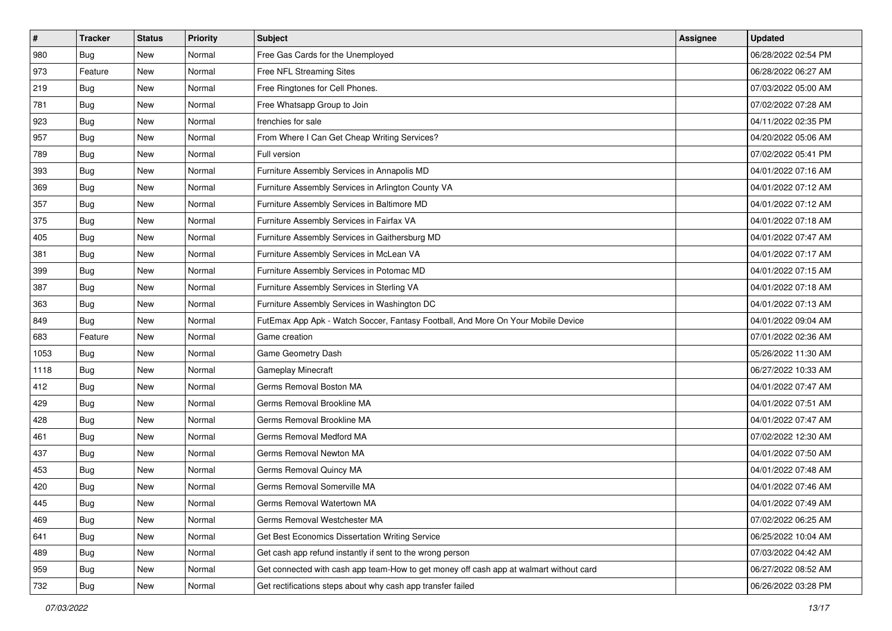| # | Tracker | Status | Priority | Subject | Assignee | Updated |
|---|---|---|---|---|---|---|
| 980 | Bug | New | Normal | Free Gas Cards for the Unemployed | | 06/28/2022 02:54 PM |
| 973 | Feature | New | Normal | Free NFL Streaming Sites | | 06/28/2022 06:27 AM |
| 219 | Bug | New | Normal | Free Ringtones for Cell Phones. | | 07/03/2022 05:00 AM |
| 781 | Bug | New | Normal | Free Whatsapp Group to Join | | 07/02/2022 07:28 AM |
| 923 | Bug | New | Normal | frenchies for sale | | 04/11/2022 02:35 PM |
| 957 | Bug | New | Normal | From Where I Can Get Cheap Writing Services? | | 04/20/2022 05:06 AM |
| 789 | Bug | New | Normal | Full version | | 07/02/2022 05:41 PM |
| 393 | Bug | New | Normal | Furniture Assembly Services in Annapolis MD | | 04/01/2022 07:16 AM |
| 369 | Bug | New | Normal | Furniture Assembly Services in Arlington County VA | | 04/01/2022 07:12 AM |
| 357 | Bug | New | Normal | Furniture Assembly Services in Baltimore MD | | 04/01/2022 07:12 AM |
| 375 | Bug | New | Normal | Furniture Assembly Services in Fairfax VA | | 04/01/2022 07:18 AM |
| 405 | Bug | New | Normal | Furniture Assembly Services in Gaithersburg MD | | 04/01/2022 07:47 AM |
| 381 | Bug | New | Normal | Furniture Assembly Services in McLean VA | | 04/01/2022 07:17 AM |
| 399 | Bug | New | Normal | Furniture Assembly Services in Potomac MD | | 04/01/2022 07:15 AM |
| 387 | Bug | New | Normal | Furniture Assembly Services in Sterling VA | | 04/01/2022 07:18 AM |
| 363 | Bug | New | Normal | Furniture Assembly Services in Washington DC | | 04/01/2022 07:13 AM |
| 849 | Bug | New | Normal | FutEmax App Apk - Watch Soccer, Fantasy Football, And More On Your Mobile Device | | 04/01/2022 09:04 AM |
| 683 | Feature | New | Normal | Game creation | | 07/01/2022 02:36 AM |
| 1053 | Bug | New | Normal | Game Geometry Dash | | 05/26/2022 11:30 AM |
| 1118 | Bug | New | Normal | Gameplay Minecraft | | 06/27/2022 10:33 AM |
| 412 | Bug | New | Normal | Germs Removal Boston MA | | 04/01/2022 07:47 AM |
| 429 | Bug | New | Normal | Germs Removal Brookline MA | | 04/01/2022 07:51 AM |
| 428 | Bug | New | Normal | Germs Removal Brookline MA | | 04/01/2022 07:47 AM |
| 461 | Bug | New | Normal | Germs Removal Medford MA | | 07/02/2022 12:30 AM |
| 437 | Bug | New | Normal | Germs Removal Newton MA | | 04/01/2022 07:50 AM |
| 453 | Bug | New | Normal | Germs Removal Quincy MA | | 04/01/2022 07:48 AM |
| 420 | Bug | New | Normal | Germs Removal Somerville MA | | 04/01/2022 07:46 AM |
| 445 | Bug | New | Normal | Germs Removal Watertown MA | | 04/01/2022 07:49 AM |
| 469 | Bug | New | Normal | Germs Removal Westchester MA | | 07/02/2022 06:25 AM |
| 641 | Bug | New | Normal | Get Best Economics Dissertation Writing Service | | 06/25/2022 10:04 AM |
| 489 | Bug | New | Normal | Get cash app refund instantly if sent to the wrong person | | 07/03/2022 04:42 AM |
| 959 | Bug | New | Normal | Get connected with cash app team-How to get money off cash app at walmart without card | | 06/27/2022 08:52 AM |
| 732 | Bug | New | Normal | Get rectifications steps about why cash app transfer failed | | 06/26/2022 03:28 PM |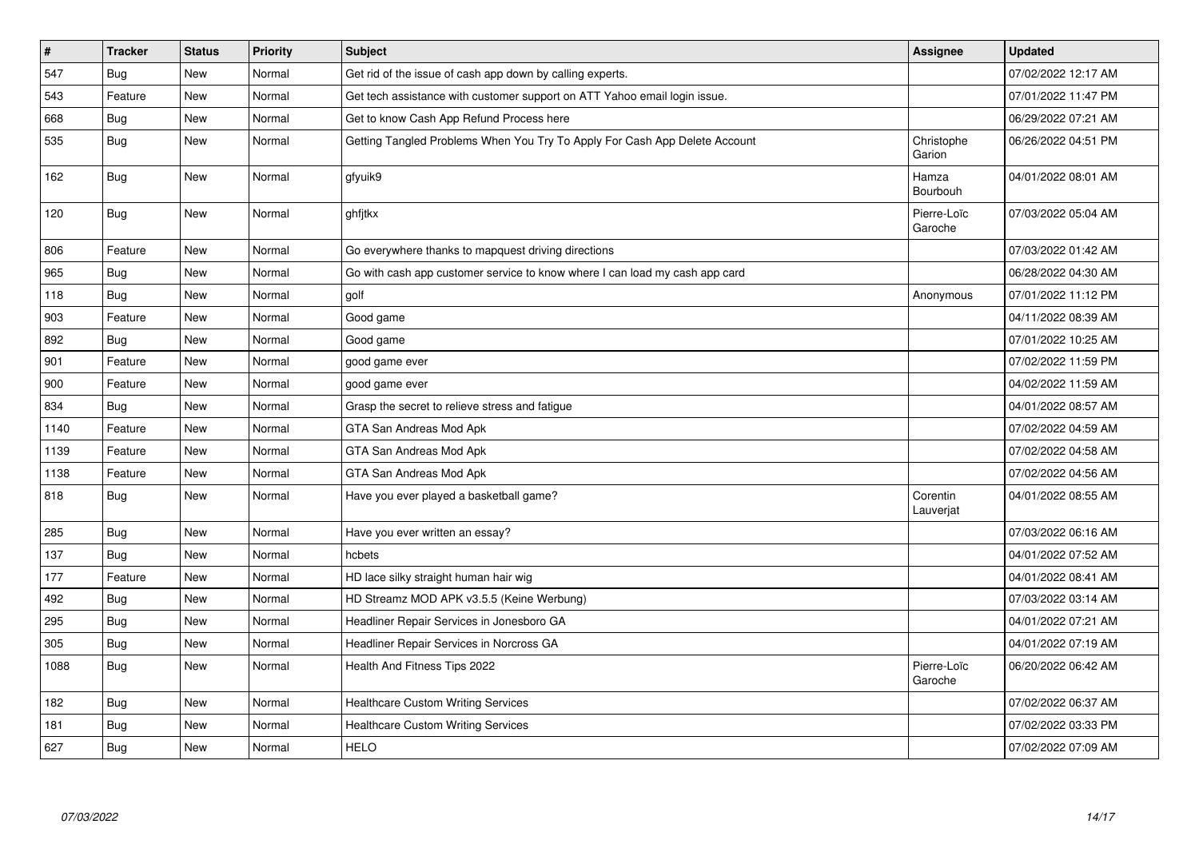| # | Tracker | Status | Priority | Subject | Assignee | Updated |
|---|---|---|---|---|---|---|
| 547 | Bug | New | Normal | Get rid of the issue of cash app down by calling experts. | | 07/02/2022 12:17 AM |
| 543 | Feature | New | Normal | Get tech assistance with customer support on ATT Yahoo email login issue. | | 07/01/2022 11:47 PM |
| 668 | Bug | New | Normal | Get to know Cash App Refund Process here | | 06/29/2022 07:21 AM |
| 535 | Bug | New | Normal | Getting Tangled Problems When You Try To Apply For Cash App Delete Account | Christophe Garion | 06/26/2022 04:51 PM |
| 162 | Bug | New | Normal | gfyuik9 | Hamza Bourbouh | 04/01/2022 08:01 AM |
| 120 | Bug | New | Normal | ghfjtkx | Pierre-Loïc Garoche | 07/03/2022 05:04 AM |
| 806 | Feature | New | Normal | Go everywhere thanks to mapquest driving directions | | 07/03/2022 01:42 AM |
| 965 | Bug | New | Normal | Go with cash app customer service to know where I can load my cash app card | | 06/28/2022 04:30 AM |
| 118 | Bug | New | Normal | golf | Anonymous | 07/01/2022 11:12 PM |
| 903 | Feature | New | Normal | Good game | | 04/11/2022 08:39 AM |
| 892 | Bug | New | Normal | Good game | | 07/01/2022 10:25 AM |
| 901 | Feature | New | Normal | good game ever | | 07/02/2022 11:59 PM |
| 900 | Feature | New | Normal | good game ever | | 04/02/2022 11:59 AM |
| 834 | Bug | New | Normal | Grasp the secret to relieve stress and fatigue | | 04/01/2022 08:57 AM |
| 1140 | Feature | New | Normal | GTA San Andreas Mod Apk | | 07/02/2022 04:59 AM |
| 1139 | Feature | New | Normal | GTA San Andreas Mod Apk | | 07/02/2022 04:58 AM |
| 1138 | Feature | New | Normal | GTA San Andreas Mod Apk | | 07/02/2022 04:56 AM |
| 818 | Bug | New | Normal | Have you ever played a basketball game? | Corentin Lauverjat | 04/01/2022 08:55 AM |
| 285 | Bug | New | Normal | Have you ever written an essay? | | 07/03/2022 06:16 AM |
| 137 | Bug | New | Normal | hcbets | | 04/01/2022 07:52 AM |
| 177 | Feature | New | Normal | HD lace silky straight human hair wig | | 04/01/2022 08:41 AM |
| 492 | Bug | New | Normal | HD Streamz MOD APK v3.5.5 (Keine Werbung) | | 07/03/2022 03:14 AM |
| 295 | Bug | New | Normal | Headliner Repair Services in Jonesboro GA | | 04/01/2022 07:21 AM |
| 305 | Bug | New | Normal | Headliner Repair Services in Norcross GA | | 04/01/2022 07:19 AM |
| 1088 | Bug | New | Normal | Health And Fitness Tips 2022 | Pierre-Loïc Garoche | 06/20/2022 06:42 AM |
| 182 | Bug | New | Normal | Healthcare Custom Writing Services | | 07/02/2022 06:37 AM |
| 181 | Bug | New | Normal | Healthcare Custom Writing Services | | 07/02/2022 03:33 PM |
| 627 | Bug | New | Normal | HELO | | 07/02/2022 07:09 AM |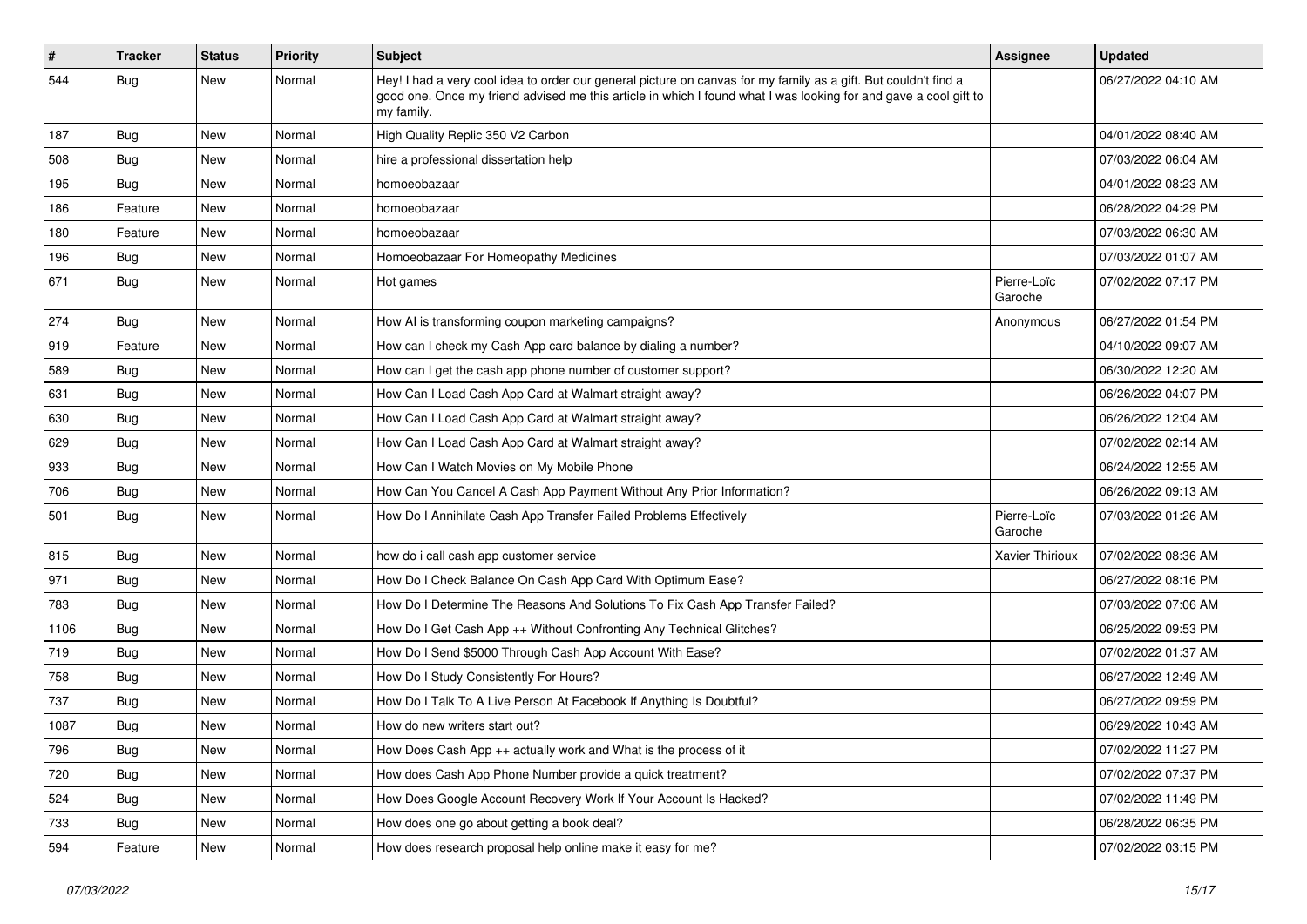| # | Tracker | Status | Priority | Subject | Assignee | Updated |
|---|---|---|---|---|---|---|
| 544 | Bug | New | Normal | Hey! I had a very cool idea to order our general picture on canvas for my family as a gift. But couldn't find a good one. Once my friend advised me this article in which I found what I was looking for and gave a cool gift to my family. | | 06/27/2022 04:10 AM |
| 187 | Bug | New | Normal | High Quality Replic 350 V2 Carbon | | 04/01/2022 08:40 AM |
| 508 | Bug | New | Normal | hire a professional dissertation help | | 07/03/2022 06:04 AM |
| 195 | Bug | New | Normal | homoeobazaar | | 04/01/2022 08:23 AM |
| 186 | Feature | New | Normal | homoeobazaar | | 06/28/2022 04:29 PM |
| 180 | Feature | New | Normal | homoeobazaar | | 07/03/2022 06:30 AM |
| 196 | Bug | New | Normal | Homoeobazaar For Homeopathy Medicines | | 07/03/2022 01:07 AM |
| 671 | Bug | New | Normal | Hot games | Pierre-Loïc Garoche | 07/02/2022 07:17 PM |
| 274 | Bug | New | Normal | How AI is transforming coupon marketing campaigns? | Anonymous | 06/27/2022 01:54 PM |
| 919 | Feature | New | Normal | How can I check my Cash App card balance by dialing a number? | | 04/10/2022 09:07 AM |
| 589 | Bug | New | Normal | How can I get the cash app phone number of customer support? | | 06/30/2022 12:20 AM |
| 631 | Bug | New | Normal | How Can I Load Cash App Card at Walmart straight away? | | 06/26/2022 04:07 PM |
| 630 | Bug | New | Normal | How Can I Load Cash App Card at Walmart straight away? | | 06/26/2022 12:04 AM |
| 629 | Bug | New | Normal | How Can I Load Cash App Card at Walmart straight away? | | 07/02/2022 02:14 AM |
| 933 | Bug | New | Normal | How Can I Watch Movies on My Mobile Phone | | 06/24/2022 12:55 AM |
| 706 | Bug | New | Normal | How Can You Cancel A Cash App Payment Without Any Prior Information? | | 06/26/2022 09:13 AM |
| 501 | Bug | New | Normal | How Do I Annihilate Cash App Transfer Failed Problems Effectively | Pierre-Loïc Garoche | 07/03/2022 01:26 AM |
| 815 | Bug | New | Normal | how do i call cash app customer service | Xavier Thirioux | 07/02/2022 08:36 AM |
| 971 | Bug | New | Normal | How Do I Check Balance On Cash App Card With Optimum Ease? | | 06/27/2022 08:16 PM |
| 783 | Bug | New | Normal | How Do I Determine The Reasons And Solutions To Fix Cash App Transfer Failed? | | 07/03/2022 07:06 AM |
| 1106 | Bug | New | Normal | How Do I Get Cash App ++ Without Confronting Any Technical Glitches? | | 06/25/2022 09:53 PM |
| 719 | Bug | New | Normal | How Do I Send $5000 Through Cash App Account With Ease? | | 07/02/2022 01:37 AM |
| 758 | Bug | New | Normal | How Do I Study Consistently For Hours? | | 06/27/2022 12:49 AM |
| 737 | Bug | New | Normal | How Do I Talk To A Live Person At Facebook If Anything Is Doubtful? | | 06/27/2022 09:59 PM |
| 1087 | Bug | New | Normal | How do new writers start out? | | 06/29/2022 10:43 AM |
| 796 | Bug | New | Normal | How Does Cash App ++ actually work and What is the process of it | | 07/02/2022 11:27 PM |
| 720 | Bug | New | Normal | How does Cash App Phone Number provide a quick treatment? | | 07/02/2022 07:37 PM |
| 524 | Bug | New | Normal | How Does Google Account Recovery Work If Your Account Is Hacked? | | 07/02/2022 11:49 PM |
| 733 | Bug | New | Normal | How does one go about getting a book deal? | | 06/28/2022 06:35 PM |
| 594 | Feature | New | Normal | How does research proposal help online make it easy for me? | | 07/02/2022 03:15 PM |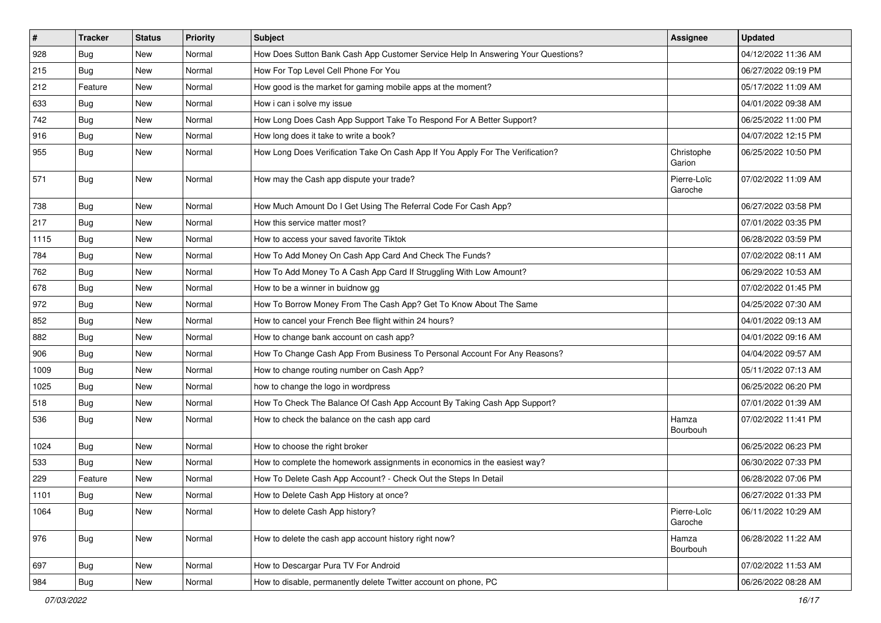| # | Tracker | Status | Priority | Subject | Assignee | Updated |
|---|---|---|---|---|---|---|
| 928 | Bug | New | Normal | How Does Sutton Bank Cash App Customer Service Help In Answering Your Questions? | | 04/12/2022 11:36 AM |
| 215 | Bug | New | Normal | How For Top Level Cell Phone For You | | 06/27/2022 09:19 PM |
| 212 | Feature | New | Normal | How good is the market for gaming mobile apps at the moment? | | 05/17/2022 11:09 AM |
| 633 | Bug | New | Normal | How i can i solve my issue | | 04/01/2022 09:38 AM |
| 742 | Bug | New | Normal | How Long Does Cash App Support Take To Respond For A Better Support? | | 06/25/2022 11:00 PM |
| 916 | Bug | New | Normal | How long does it take to write a book? | | 04/07/2022 12:15 PM |
| 955 | Bug | New | Normal | How Long Does Verification Take On Cash App If You Apply For The Verification? | Christophe Garion | 06/25/2022 10:50 PM |
| 571 | Bug | New | Normal | How may the Cash app dispute your trade? | Pierre-Loïc Garoche | 07/02/2022 11:09 AM |
| 738 | Bug | New | Normal | How Much Amount Do I Get Using The Referral Code For Cash App? | | 06/27/2022 03:58 PM |
| 217 | Bug | New | Normal | How this service matter most? | | 07/01/2022 03:35 PM |
| 1115 | Bug | New | Normal | How to access your saved favorite Tiktok | | 06/28/2022 03:59 PM |
| 784 | Bug | New | Normal | How To Add Money On Cash App Card And Check The Funds? | | 07/02/2022 08:11 AM |
| 762 | Bug | New | Normal | How To Add Money To A Cash App Card If Struggling With Low Amount? | | 06/29/2022 10:53 AM |
| 678 | Bug | New | Normal | How to be a winner in buidnow gg | | 07/02/2022 01:45 PM |
| 972 | Bug | New | Normal | How To Borrow Money From The Cash App? Get To Know About The Same | | 04/25/2022 07:30 AM |
| 852 | Bug | New | Normal | How to cancel your French Bee flight within 24 hours? | | 04/01/2022 09:13 AM |
| 882 | Bug | New | Normal | How to change bank account on cash app? | | 04/01/2022 09:16 AM |
| 906 | Bug | New | Normal | How To Change Cash App From Business To Personal Account For Any Reasons? | | 04/04/2022 09:57 AM |
| 1009 | Bug | New | Normal | How to change routing number on Cash App? | | 05/11/2022 07:13 AM |
| 1025 | Bug | New | Normal | how to change the logo in wordpress | | 06/25/2022 06:20 PM |
| 518 | Bug | New | Normal | How To Check The Balance Of Cash App Account By Taking Cash App Support? | | 07/01/2022 01:39 AM |
| 536 | Bug | New | Normal | How to check the balance on the cash app card | Hamza Bourbouh | 07/02/2022 11:41 PM |
| 1024 | Bug | New | Normal | How to choose the right broker | | 06/25/2022 06:23 PM |
| 533 | Bug | New | Normal | How to complete the homework assignments in economics in the easiest way? | | 06/30/2022 07:33 PM |
| 229 | Feature | New | Normal | How To Delete Cash App Account? - Check Out the Steps In Detail | | 06/28/2022 07:06 PM |
| 1101 | Bug | New | Normal | How to Delete Cash App History at once? | | 06/27/2022 01:33 PM |
| 1064 | Bug | New | Normal | How to delete Cash App history? | Pierre-Loïc Garoche | 06/11/2022 10:29 AM |
| 976 | Bug | New | Normal | How to delete the cash app account history right now? | Hamza Bourbouh | 06/28/2022 11:22 AM |
| 697 | Bug | New | Normal | How to Descargar Pura TV For Android | | 07/02/2022 11:53 AM |
| 984 | Bug | New | Normal | How to disable, permanently delete Twitter account on phone, PC | | 06/26/2022 08:28 AM |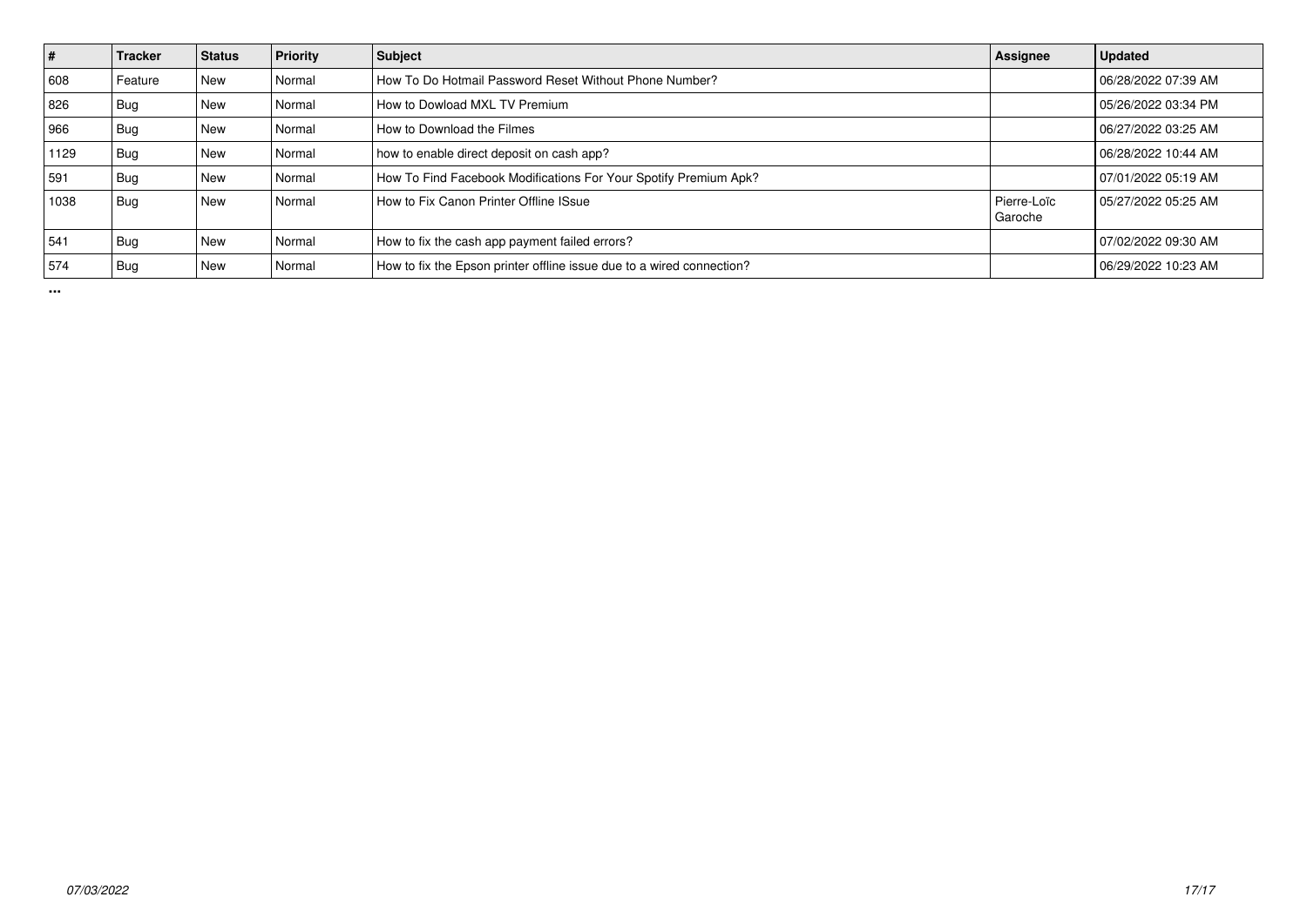| # | Tracker | Status | Priority | Subject | Assignee | Updated |
|---|---|---|---|---|---|---|
| 608 | Feature | New | Normal | How To Do Hotmail Password Reset Without Phone Number? | | 06/28/2022 07:39 AM |
| 826 | Bug | New | Normal | How to Dowload MXL TV Premium | | 05/26/2022 03:34 PM |
| 966 | Bug | New | Normal | How to Download the Filmes | | 06/27/2022 03:25 AM |
| 1129 | Bug | New | Normal | how to enable direct deposit on cash app? | | 06/28/2022 10:44 AM |
| 591 | Bug | New | Normal | How To Find Facebook Modifications For Your Spotify Premium Apk? | | 07/01/2022 05:19 AM |
| 1038 | Bug | New | Normal | How to Fix Canon Printer Offline ISsue | Pierre-Loïc Garoche | 05/27/2022 05:25 AM |
| 541 | Bug | New | Normal | How to fix the cash app payment failed errors? | | 07/02/2022 09:30 AM |
| 574 | Bug | New | Normal | How to fix the Epson printer offline issue due to a wired connection? | | 06/29/2022 10:23 AM |

...